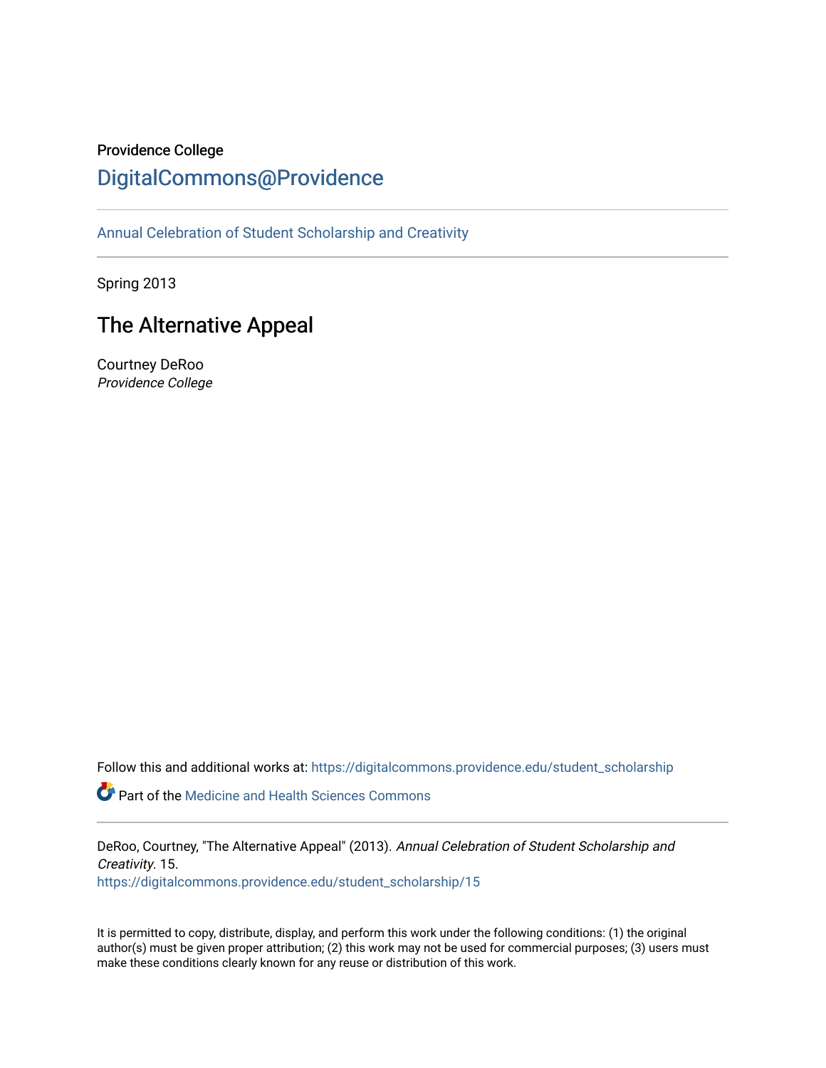Providence College

# DigitalCommons@Providence

Annual Celebration of Student Scholarship and Creativity

Spring 2013

## The Alternative Appeal

Courtney DeRoo

*Providence College*

Follow this and additional works at: https://digitalcommons.providence.edu/student_scholarship

Part of the Medicine and Health Sciences Commons

DeRoo, Courtney, "The Alternative Appeal" (2013). *Annual Celebration of Student Scholarship and Creativity*. 15.
https://digitalcommons.providence.edu/student_scholarship/15

It is permitted to copy, distribute, display, and perform this work under the following conditions: (1) the original author(s) must be given proper attribution; (2) this work may not be used for commercial purposes; (3) users must make these conditions clearly known for any reuse or distribution of this work.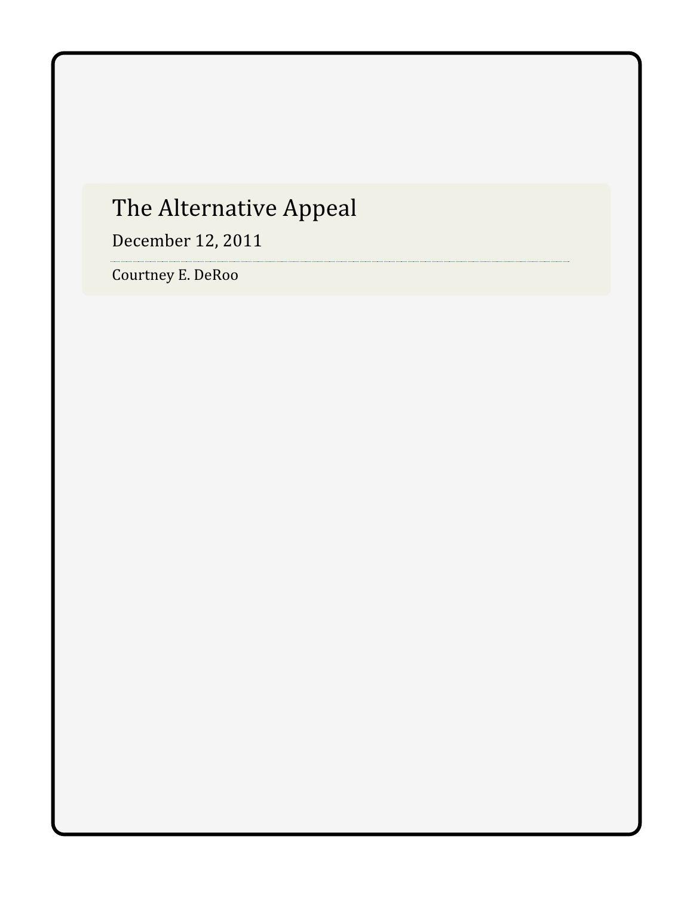# The Alternative Appeal

December 12, 2011

Courtney E. DeRoo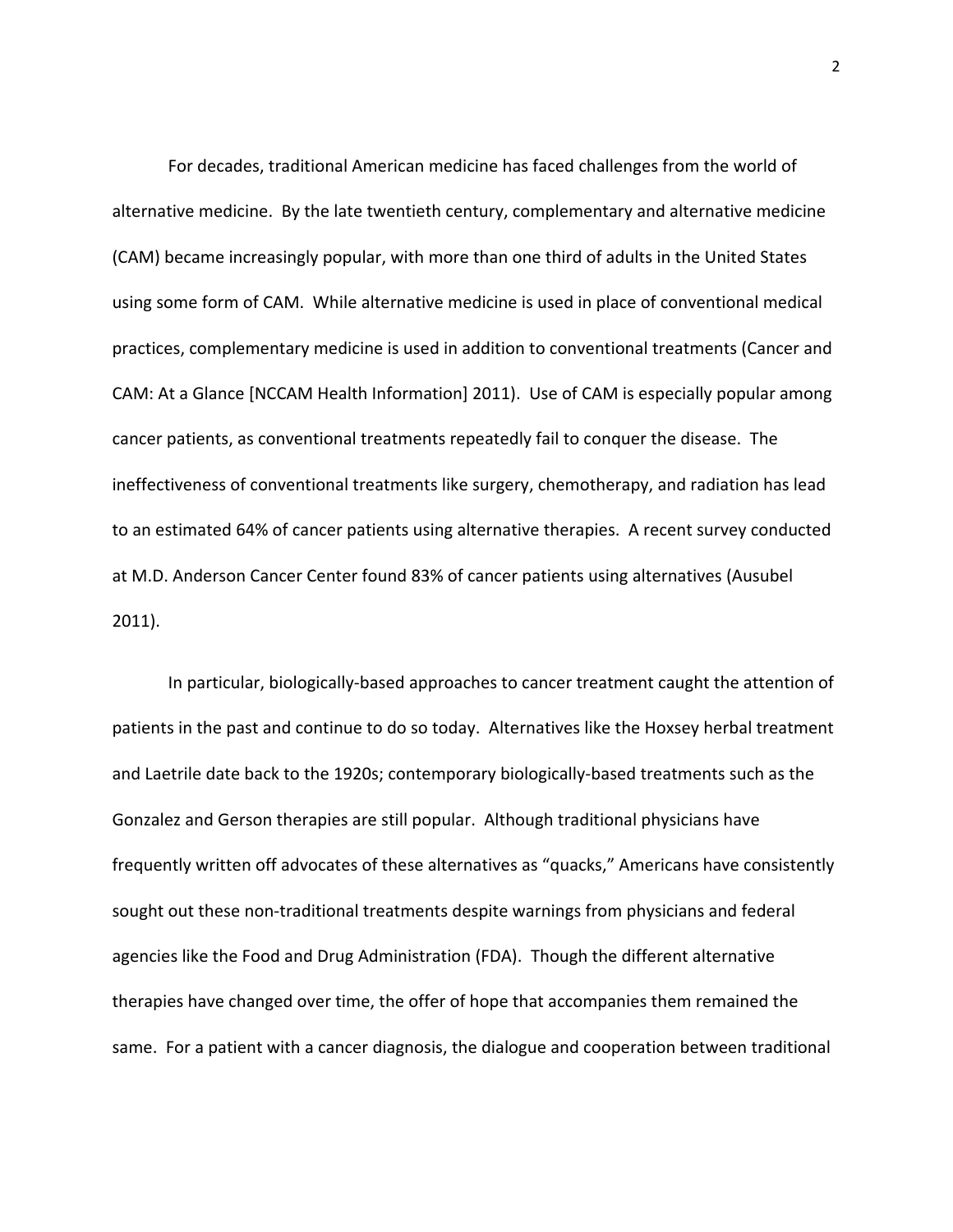For decades, traditional American medicine has faced challenges from the world of alternative medicine. By the late twentieth century, complementary and alternative medicine (CAM) became increasingly popular, with more than one third of adults in the United States using some form of CAM. While alternative medicine is used in place of conventional medical practices, complementary medicine is used in addition to conventional treatments (Cancer and CAM: At a Glance [NCCAM Health Information] 2011). Use of CAM is especially popular among cancer patients, as conventional treatments repeatedly fail to conquer the disease. The ineffectiveness of conventional treatments like surgery, chemotherapy, and radiation has lead to an estimated 64% of cancer patients using alternative therapies. A recent survey conducted at M.D. Anderson Cancer Center found 83% of cancer patients using alternatives (Ausubel 2011).

In particular, biologically-based approaches to cancer treatment caught the attention of patients in the past and continue to do so today. Alternatives like the Hoxsey herbal treatment and Laetrile date back to the 1920s; contemporary biologically-based treatments such as the Gonzalez and Gerson therapies are still popular. Although traditional physicians have frequently written off advocates of these alternatives as "quacks," Americans have consistently sought out these non-traditional treatments despite warnings from physicians and federal agencies like the Food and Drug Administration (FDA). Though the different alternative therapies have changed over time, the offer of hope that accompanies them remained the same. For a patient with a cancer diagnosis, the dialogue and cooperation between traditional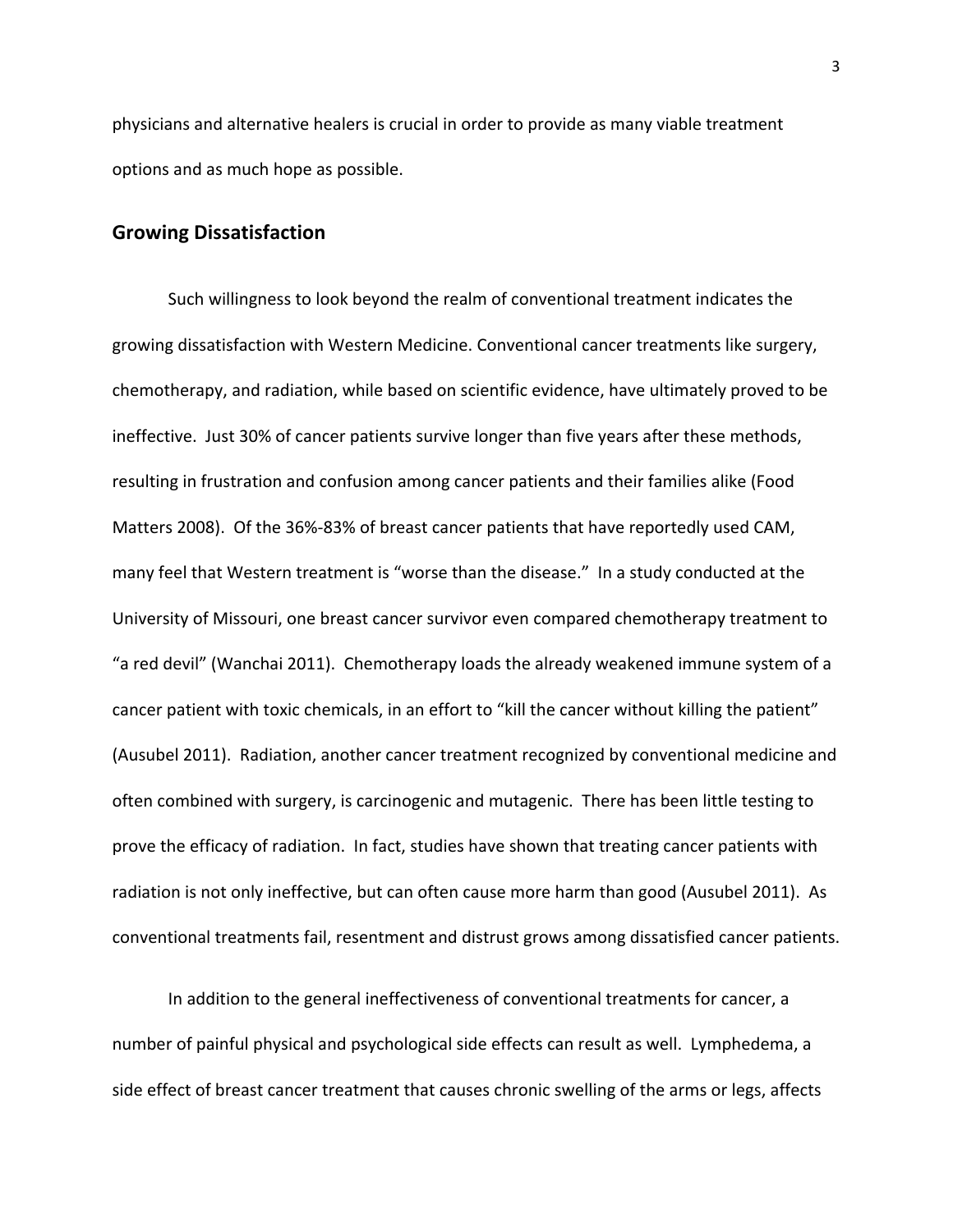physicians and alternative healers is crucial in order to provide as many viable treatment options and as much hope as possible.

## Growing Dissatisfaction

Such willingness to look beyond the realm of conventional treatment indicates the growing dissatisfaction with Western Medicine. Conventional cancer treatments like surgery, chemotherapy, and radiation, while based on scientific evidence, have ultimately proved to be ineffective. Just 30% of cancer patients survive longer than five years after these methods, resulting in frustration and confusion among cancer patients and their families alike (Food Matters 2008). Of the 36%-83% of breast cancer patients that have reportedly used CAM, many feel that Western treatment is "worse than the disease." In a study conducted at the University of Missouri, one breast cancer survivor even compared chemotherapy treatment to "a red devil" (Wanchai 2011). Chemotherapy loads the already weakened immune system of a cancer patient with toxic chemicals, in an effort to "kill the cancer without killing the patient" (Ausubel 2011). Radiation, another cancer treatment recognized by conventional medicine and often combined with surgery, is carcinogenic and mutagenic. There has been little testing to prove the efficacy of radiation. In fact, studies have shown that treating cancer patients with radiation is not only ineffective, but can often cause more harm than good (Ausubel 2011). As conventional treatments fail, resentment and distrust grows among dissatisfied cancer patients.

In addition to the general ineffectiveness of conventional treatments for cancer, a number of painful physical and psychological side effects can result as well. Lymphedema, a side effect of breast cancer treatment that causes chronic swelling of the arms or legs, affects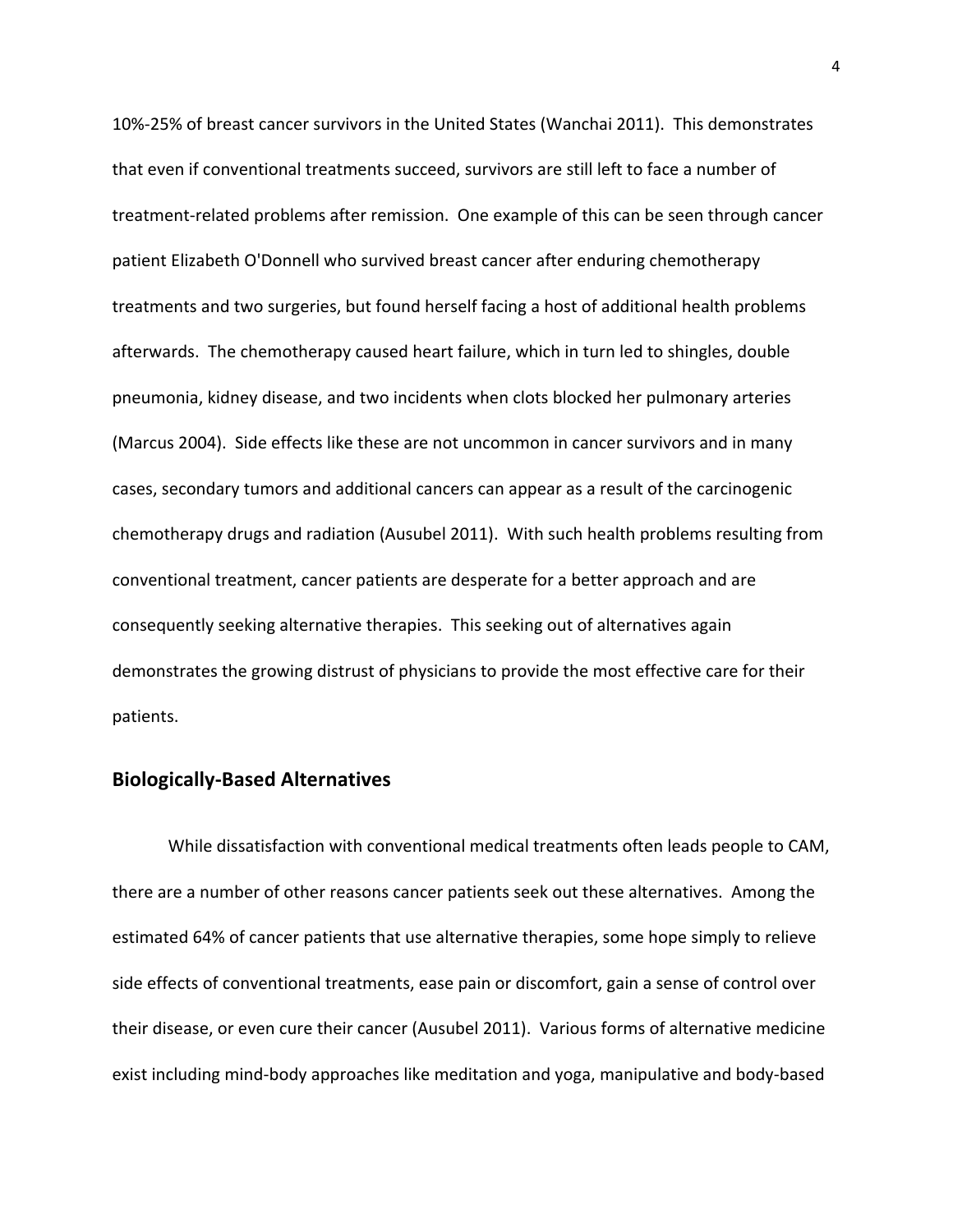10%-25% of breast cancer survivors in the United States (Wanchai 2011). This demonstrates that even if conventional treatments succeed, survivors are still left to face a number of treatment-related problems after remission. One example of this can be seen through cancer patient Elizabeth O'Donnell who survived breast cancer after enduring chemotherapy treatments and two surgeries, but found herself facing a host of additional health problems afterwards. The chemotherapy caused heart failure, which in turn led to shingles, double pneumonia, kidney disease, and two incidents when clots blocked her pulmonary arteries (Marcus 2004). Side effects like these are not uncommon in cancer survivors and in many cases, secondary tumors and additional cancers can appear as a result of the carcinogenic chemotherapy drugs and radiation (Ausubel 2011). With such health problems resulting from conventional treatment, cancer patients are desperate for a better approach and are consequently seeking alternative therapies. This seeking out of alternatives again demonstrates the growing distrust of physicians to provide the most effective care for their patients.

## Biologically-Based Alternatives

While dissatisfaction with conventional medical treatments often leads people to CAM, there are a number of other reasons cancer patients seek out these alternatives. Among the estimated 64% of cancer patients that use alternative therapies, some hope simply to relieve side effects of conventional treatments, ease pain or discomfort, gain a sense of control over their disease, or even cure their cancer (Ausubel 2011). Various forms of alternative medicine exist including mind-body approaches like meditation and yoga, manipulative and body-based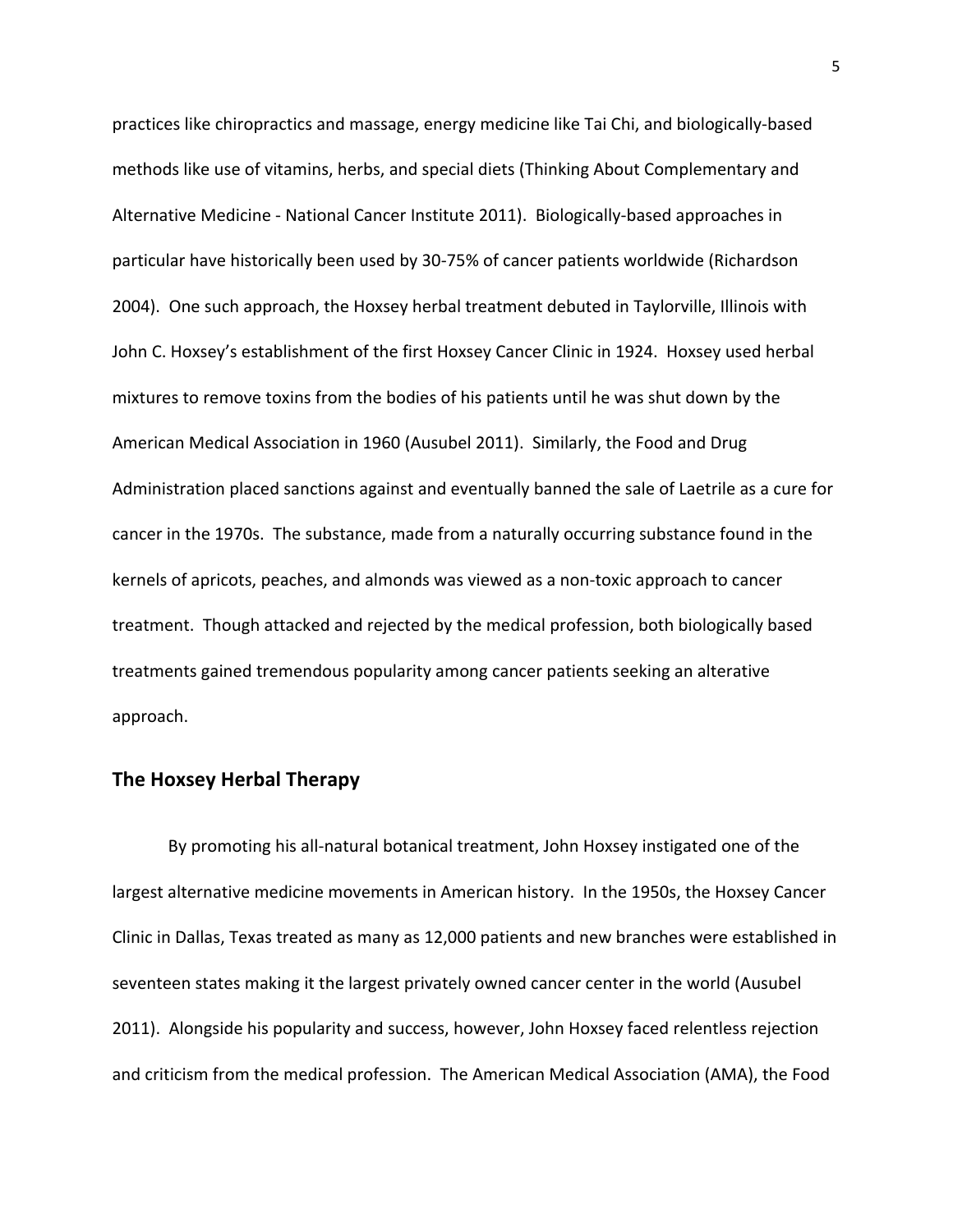practices like chiropractics and massage, energy medicine like Tai Chi, and biologically-based methods like use of vitamins, herbs, and special diets (Thinking About Complementary and Alternative Medicine - National Cancer Institute 2011). Biologically-based approaches in particular have historically been used by 30-75% of cancer patients worldwide (Richardson 2004). One such approach, the Hoxsey herbal treatment debuted in Taylorville, Illinois with John C. Hoxsey's establishment of the first Hoxsey Cancer Clinic in 1924. Hoxsey used herbal mixtures to remove toxins from the bodies of his patients until he was shut down by the American Medical Association in 1960 (Ausubel 2011). Similarly, the Food and Drug Administration placed sanctions against and eventually banned the sale of Laetrile as a cure for cancer in the 1970s. The substance, made from a naturally occurring substance found in the kernels of apricots, peaches, and almonds was viewed as a non-toxic approach to cancer treatment. Though attacked and rejected by the medical profession, both biologically based treatments gained tremendous popularity among cancer patients seeking an alterative approach.

## The Hoxsey Herbal Therapy

By promoting his all-natural botanical treatment, John Hoxsey instigated one of the largest alternative medicine movements in American history. In the 1950s, the Hoxsey Cancer Clinic in Dallas, Texas treated as many as 12,000 patients and new branches were established in seventeen states making it the largest privately owned cancer center in the world (Ausubel 2011). Alongside his popularity and success, however, John Hoxsey faced relentless rejection and criticism from the medical profession. The American Medical Association (AMA), the Food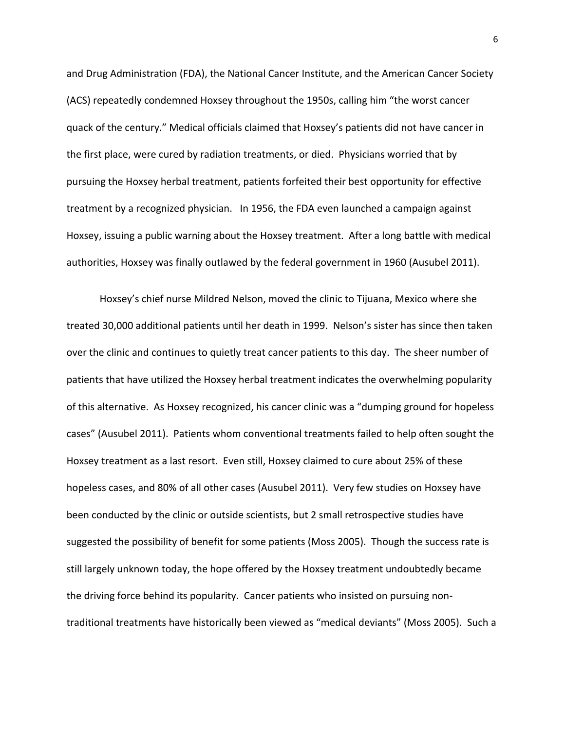and Drug Administration (FDA), the National Cancer Institute, and the American Cancer Society (ACS) repeatedly condemned Hoxsey throughout the 1950s, calling him "the worst cancer quack of the century." Medical officials claimed that Hoxsey's patients did not have cancer in the first place, were cured by radiation treatments, or died. Physicians worried that by pursuing the Hoxsey herbal treatment, patients forfeited their best opportunity for effective treatment by a recognized physician. In 1956, the FDA even launched a campaign against Hoxsey, issuing a public warning about the Hoxsey treatment. After a long battle with medical authorities, Hoxsey was finally outlawed by the federal government in 1960 (Ausubel 2011).

Hoxsey's chief nurse Mildred Nelson, moved the clinic to Tijuana, Mexico where she treated 30,000 additional patients until her death in 1999. Nelson's sister has since then taken over the clinic and continues to quietly treat cancer patients to this day. The sheer number of patients that have utilized the Hoxsey herbal treatment indicates the overwhelming popularity of this alternative. As Hoxsey recognized, his cancer clinic was a "dumping ground for hopeless cases" (Ausubel 2011). Patients whom conventional treatments failed to help often sought the Hoxsey treatment as a last resort. Even still, Hoxsey claimed to cure about 25% of these hopeless cases, and 80% of all other cases (Ausubel 2011). Very few studies on Hoxsey have been conducted by the clinic or outside scientists, but 2 small retrospective studies have suggested the possibility of benefit for some patients (Moss 2005). Though the success rate is still largely unknown today, the hope offered by the Hoxsey treatment undoubtedly became the driving force behind its popularity. Cancer patients who insisted on pursuing non-traditional treatments have historically been viewed as "medical deviants" (Moss 2005). Such a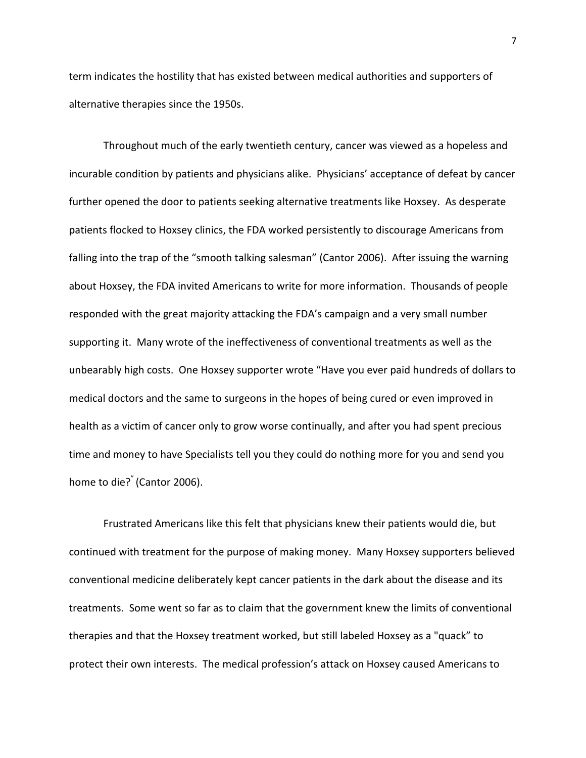term indicates the hostility that has existed between medical authorities and supporters of alternative therapies since the 1950s.

Throughout much of the early twentieth century, cancer was viewed as a hopeless and incurable condition by patients and physicians alike. Physicians' acceptance of defeat by cancer further opened the door to patients seeking alternative treatments like Hoxsey. As desperate patients flocked to Hoxsey clinics, the FDA worked persistently to discourage Americans from falling into the trap of the "smooth talking salesman" (Cantor 2006). After issuing the warning about Hoxsey, the FDA invited Americans to write for more information. Thousands of people responded with the great majority attacking the FDA's campaign and a very small number supporting it. Many wrote of the ineffectiveness of conventional treatments as well as the unbearably high costs. One Hoxsey supporter wrote "Have you ever paid hundreds of dollars to medical doctors and the same to surgeons in the hopes of being cured or even improved in health as a victim of cancer only to grow worse continually, and after you had spent precious time and money to have Specialists tell you they could do nothing more for you and send you home to die?" (Cantor 2006).

Frustrated Americans like this felt that physicians knew their patients would die, but continued with treatment for the purpose of making money. Many Hoxsey supporters believed conventional medicine deliberately kept cancer patients in the dark about the disease and its treatments. Some went so far as to claim that the government knew the limits of conventional therapies and that the Hoxsey treatment worked, but still labeled Hoxsey as a "quack" to protect their own interests. The medical profession's attack on Hoxsey caused Americans to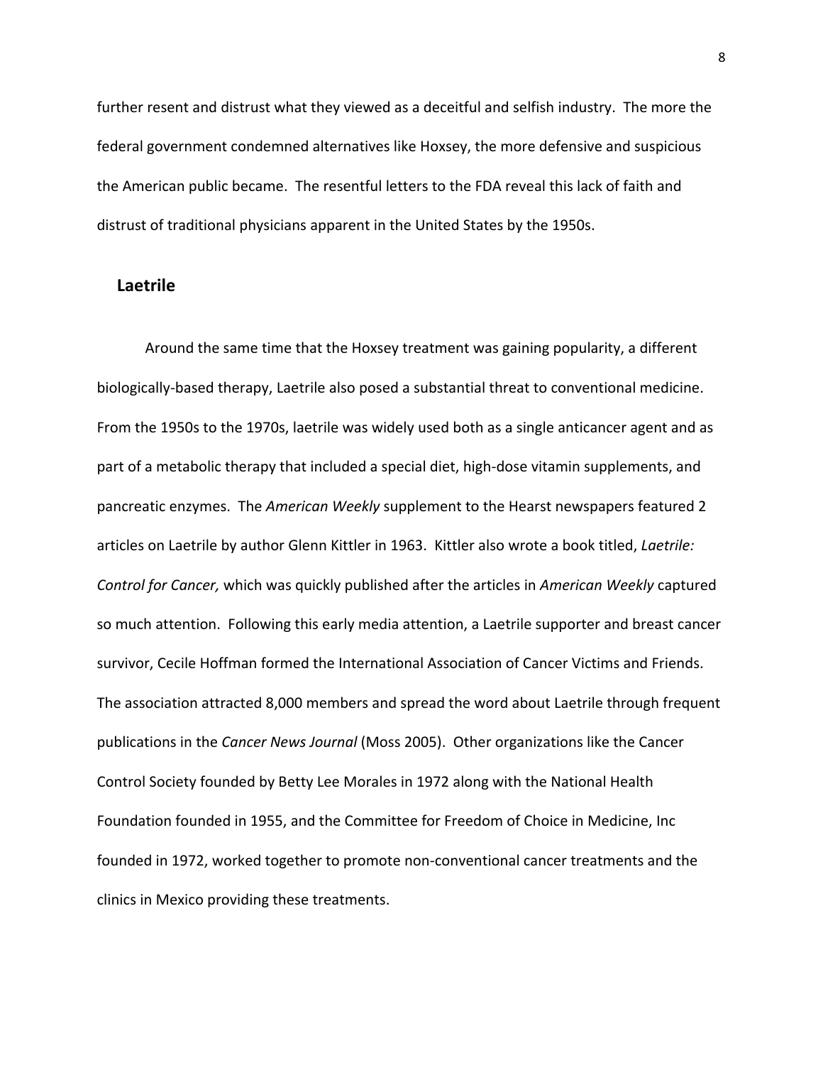further resent and distrust what they viewed as a deceitful and selfish industry. The more the federal government condemned alternatives like Hoxsey, the more defensive and suspicious the American public became. The resentful letters to the FDA reveal this lack of faith and distrust of traditional physicians apparent in the United States by the 1950s.

## Laetrile

Around the same time that the Hoxsey treatment was gaining popularity, a different biologically-based therapy, Laetrile also posed a substantial threat to conventional medicine. From the 1950s to the 1970s, laetrile was widely used both as a single anticancer agent and as part of a metabolic therapy that included a special diet, high-dose vitamin supplements, and pancreatic enzymes. The *American Weekly* supplement to the Hearst newspapers featured 2 articles on Laetrile by author Glenn Kittler in 1963. Kittler also wrote a book titled, *Laetrile: Control for Cancer,* which was quickly published after the articles in *American Weekly* captured so much attention. Following this early media attention, a Laetrile supporter and breast cancer survivor, Cecile Hoffman formed the International Association of Cancer Victims and Friends. The association attracted 8,000 members and spread the word about Laetrile through frequent publications in the *Cancer News Journal* (Moss 2005). Other organizations like the Cancer Control Society founded by Betty Lee Morales in 1972 along with the National Health Foundation founded in 1955, and the Committee for Freedom of Choice in Medicine, Inc founded in 1972, worked together to promote non-conventional cancer treatments and the clinics in Mexico providing these treatments.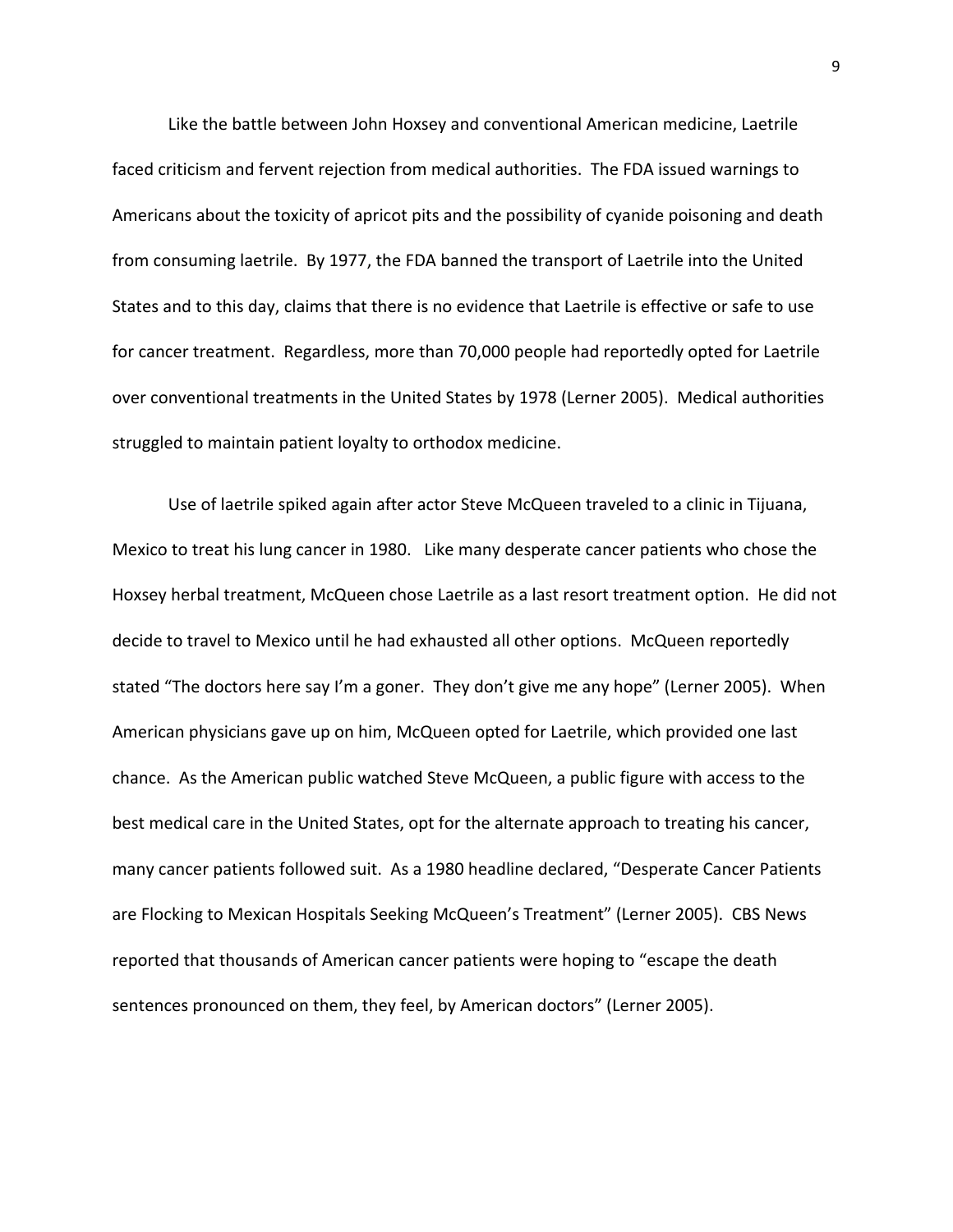Like the battle between John Hoxsey and conventional American medicine, Laetrile faced criticism and fervent rejection from medical authorities. The FDA issued warnings to Americans about the toxicity of apricot pits and the possibility of cyanide poisoning and death from consuming laetrile. By 1977, the FDA banned the transport of Laetrile into the United States and to this day, claims that there is no evidence that Laetrile is effective or safe to use for cancer treatment. Regardless, more than 70,000 people had reportedly opted for Laetrile over conventional treatments in the United States by 1978 (Lerner 2005). Medical authorities struggled to maintain patient loyalty to orthodox medicine.

Use of laetrile spiked again after actor Steve McQueen traveled to a clinic in Tijuana, Mexico to treat his lung cancer in 1980. Like many desperate cancer patients who chose the Hoxsey herbal treatment, McQueen chose Laetrile as a last resort treatment option. He did not decide to travel to Mexico until he had exhausted all other options. McQueen reportedly stated "The doctors here say I'm a goner. They don't give me any hope" (Lerner 2005). When American physicians gave up on him, McQueen opted for Laetrile, which provided one last chance. As the American public watched Steve McQueen, a public figure with access to the best medical care in the United States, opt for the alternate approach to treating his cancer, many cancer patients followed suit. As a 1980 headline declared, "Desperate Cancer Patients are Flocking to Mexican Hospitals Seeking McQueen's Treatment" (Lerner 2005). CBS News reported that thousands of American cancer patients were hoping to "escape the death sentences pronounced on them, they feel, by American doctors" (Lerner 2005).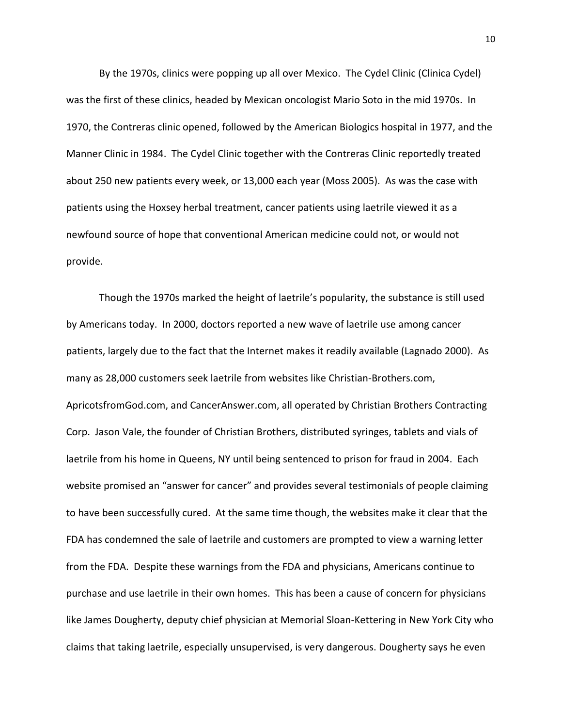By the 1970s, clinics were popping up all over Mexico. The Cydel Clinic (Clinica Cydel) was the first of these clinics, headed by Mexican oncologist Mario Soto in the mid 1970s. In 1970, the Contreras clinic opened, followed by the American Biologics hospital in 1977, and the Manner Clinic in 1984. The Cydel Clinic together with the Contreras Clinic reportedly treated about 250 new patients every week, or 13,000 each year (Moss 2005). As was the case with patients using the Hoxsey herbal treatment, cancer patients using laetrile viewed it as a newfound source of hope that conventional American medicine could not, or would not provide.

Though the 1970s marked the height of laetrile's popularity, the substance is still used by Americans today. In 2000, doctors reported a new wave of laetrile use among cancer patients, largely due to the fact that the Internet makes it readily available (Lagnado 2000). As many as 28,000 customers seek laetrile from websites like Christian-Brothers.com, ApricotsfromGod.com, and CancerAnswer.com, all operated by Christian Brothers Contracting Corp. Jason Vale, the founder of Christian Brothers, distributed syringes, tablets and vials of laetrile from his home in Queens, NY until being sentenced to prison for fraud in 2004. Each website promised an "answer for cancer" and provides several testimonials of people claiming to have been successfully cured. At the same time though, the websites make it clear that the FDA has condemned the sale of laetrile and customers are prompted to view a warning letter from the FDA. Despite these warnings from the FDA and physicians, Americans continue to purchase and use laetrile in their own homes. This has been a cause of concern for physicians like James Dougherty, deputy chief physician at Memorial Sloan-Kettering in New York City who claims that taking laetrile, especially unsupervised, is very dangerous. Dougherty says he even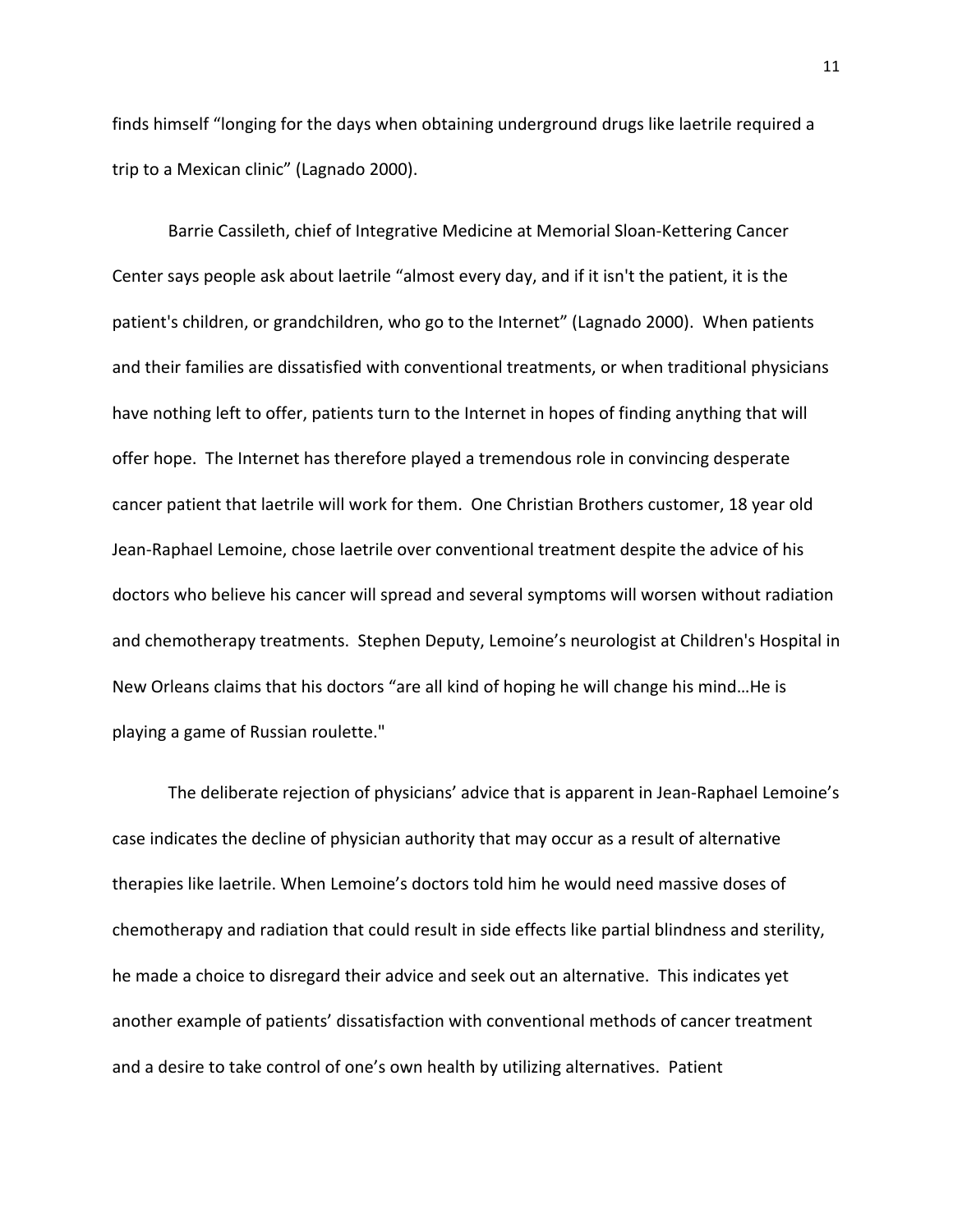finds himself “longing for the days when obtaining underground drugs like laetrile required a trip to a Mexican clinic” (Lagnado 2000).

Barrie Cassileth, chief of Integrative Medicine at Memorial Sloan-Kettering Cancer Center says people ask about laetrile “almost every day, and if it isn't the patient, it is the patient's children, or grandchildren, who go to the Internet” (Lagnado 2000). When patients and their families are dissatisfied with conventional treatments, or when traditional physicians have nothing left to offer, patients turn to the Internet in hopes of finding anything that will offer hope. The Internet has therefore played a tremendous role in convincing desperate cancer patient that laetrile will work for them. One Christian Brothers customer, 18 year old Jean-Raphael Lemoine, chose laetrile over conventional treatment despite the advice of his doctors who believe his cancer will spread and several symptoms will worsen without radiation and chemotherapy treatments. Stephen Deputy, Lemoine’s neurologist at Children's Hospital in New Orleans claims that his doctors “are all kind of hoping he will change his mind…He is playing a game of Russian roulette."

The deliberate rejection of physicians’ advice that is apparent in Jean-Raphael Lemoine’s case indicates the decline of physician authority that may occur as a result of alternative therapies like laetrile. When Lemoine’s doctors told him he would need massive doses of chemotherapy and radiation that could result in side effects like partial blindness and sterility, he made a choice to disregard their advice and seek out an alternative. This indicates yet another example of patients’ dissatisfaction with conventional methods of cancer treatment and a desire to take control of one’s own health by utilizing alternatives. Patient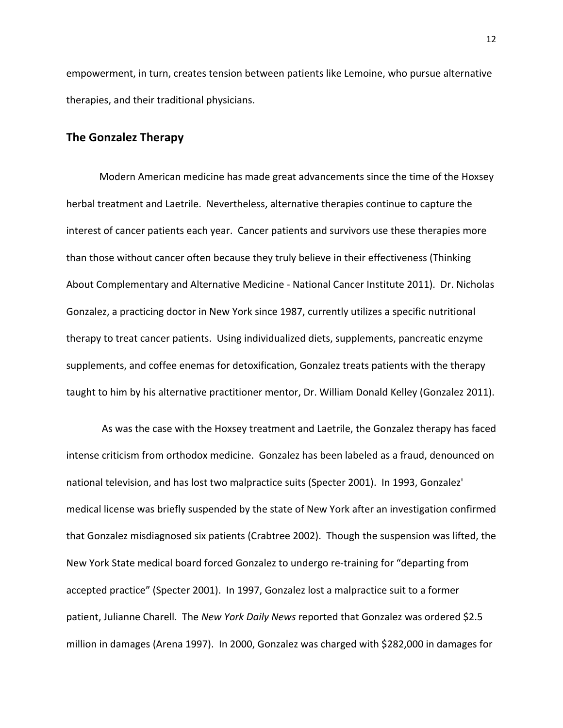empowerment, in turn, creates tension between patients like Lemoine, who pursue alternative therapies, and their traditional physicians.

## The Gonzalez Therapy

Modern American medicine has made great advancements since the time of the Hoxsey herbal treatment and Laetrile. Nevertheless, alternative therapies continue to capture the interest of cancer patients each year. Cancer patients and survivors use these therapies more than those without cancer often because they truly believe in their effectiveness (Thinking About Complementary and Alternative Medicine - National Cancer Institute 2011). Dr. Nicholas Gonzalez, a practicing doctor in New York since 1987, currently utilizes a specific nutritional therapy to treat cancer patients. Using individualized diets, supplements, pancreatic enzyme supplements, and coffee enemas for detoxification, Gonzalez treats patients with the therapy taught to him by his alternative practitioner mentor, Dr. William Donald Kelley (Gonzalez 2011).

As was the case with the Hoxsey treatment and Laetrile, the Gonzalez therapy has faced intense criticism from orthodox medicine. Gonzalez has been labeled as a fraud, denounced on national television, and has lost two malpractice suits (Specter 2001). In 1993, Gonzalez' medical license was briefly suspended by the state of New York after an investigation confirmed that Gonzalez misdiagnosed six patients (Crabtree 2002). Though the suspension was lifted, the New York State medical board forced Gonzalez to undergo re-training for "departing from accepted practice" (Specter 2001). In 1997, Gonzalez lost a malpractice suit to a former patient, Julianne Charell. The *New York Daily News* reported that Gonzalez was ordered $2.5 million in damages (Arena 1997). In 2000, Gonzalez was charged with $282,000 in damages for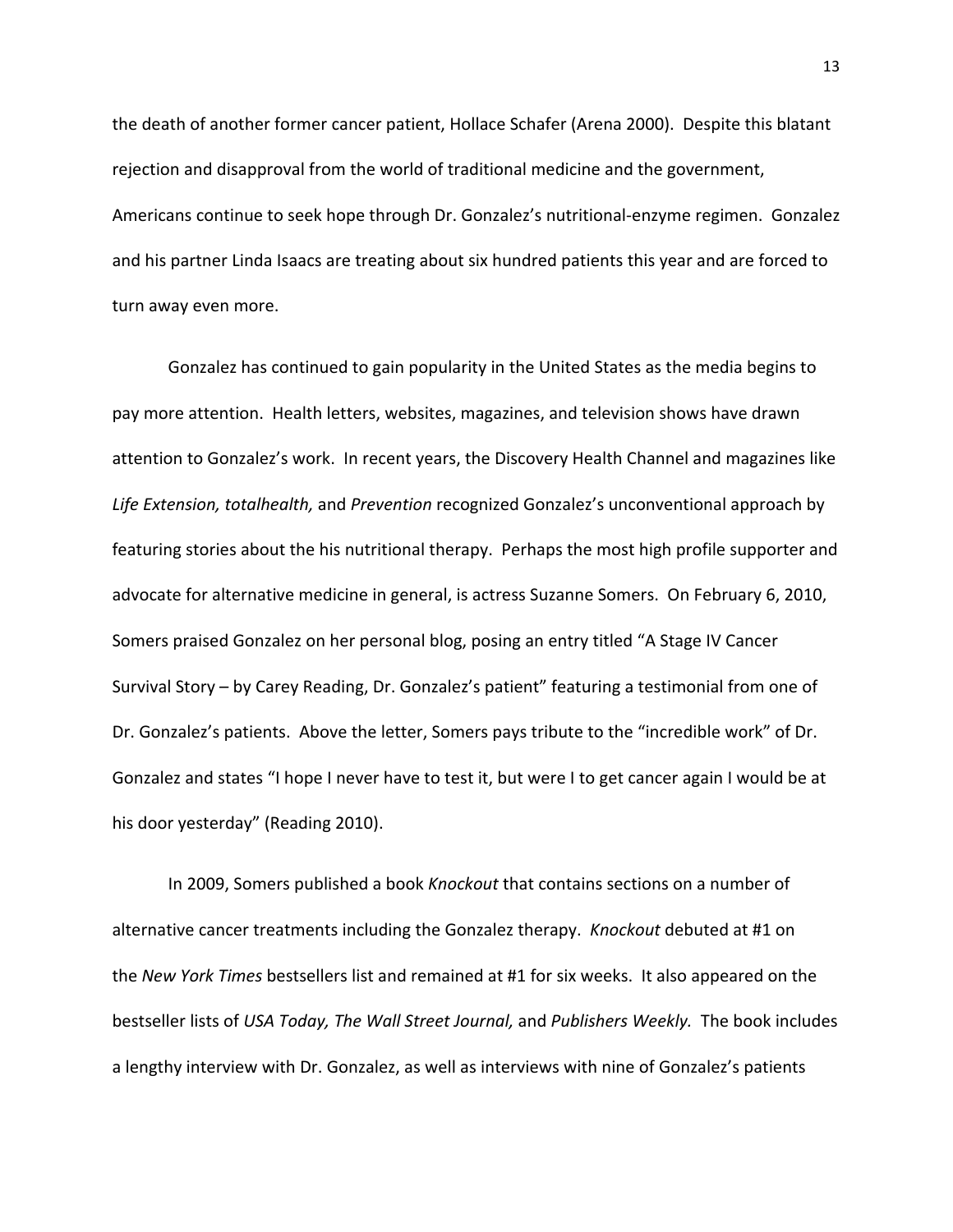the death of another former cancer patient, Hollace Schafer (Arena 2000). Despite this blatant rejection and disapproval from the world of traditional medicine and the government, Americans continue to seek hope through Dr. Gonzalez's nutritional-enzyme regimen. Gonzalez and his partner Linda Isaacs are treating about six hundred patients this year and are forced to turn away even more.

Gonzalez has continued to gain popularity in the United States as the media begins to pay more attention. Health letters, websites, magazines, and television shows have drawn attention to Gonzalez's work. In recent years, the Discovery Health Channel and magazines like *Life Extension, totalhealth,* and *Prevention* recognized Gonzalez's unconventional approach by featuring stories about the his nutritional therapy. Perhaps the most high profile supporter and advocate for alternative medicine in general, is actress Suzanne Somers. On February 6, 2010, Somers praised Gonzalez on her personal blog, posing an entry titled "A Stage IV Cancer Survival Story – by Carey Reading, Dr. Gonzalez's patient" featuring a testimonial from one of Dr. Gonzalez's patients. Above the letter, Somers pays tribute to the "incredible work" of Dr. Gonzalez and states "I hope I never have to test it, but were I to get cancer again I would be at his door yesterday" (Reading 2010).

In 2009, Somers published a book *Knockout* that contains sections on a number of alternative cancer treatments including the Gonzalez therapy. *Knockout* debuted at #1 on the *New York Times* bestsellers list and remained at #1 for six weeks. It also appeared on the bestseller lists of *USA Today, The Wall Street Journal,* and *Publishers Weekly.* The book includes a lengthy interview with Dr. Gonzalez, as well as interviews with nine of Gonzalez's patients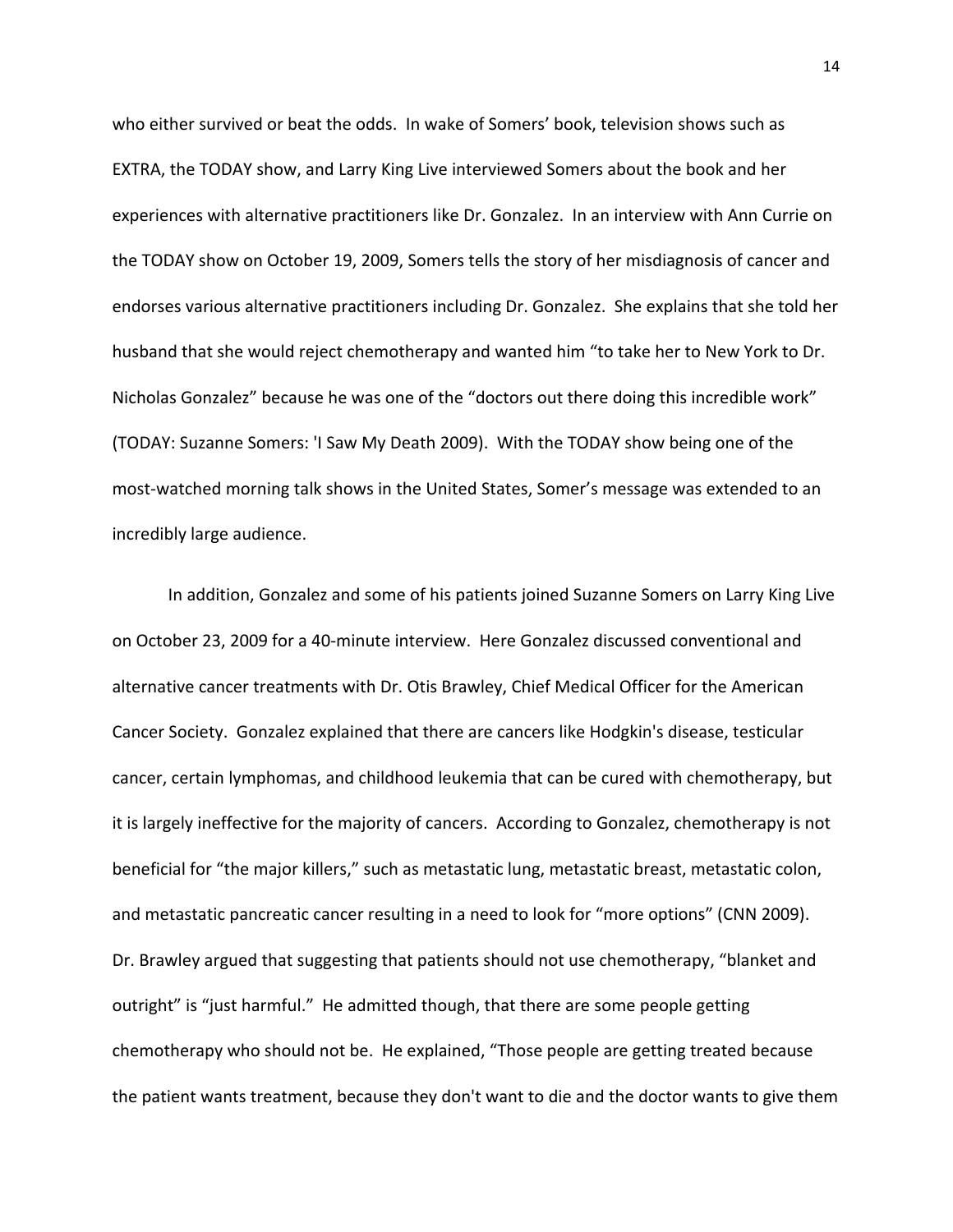who either survived or beat the odds. In wake of Somers' book, television shows such as EXTRA, the TODAY show, and Larry King Live interviewed Somers about the book and her experiences with alternative practitioners like Dr. Gonzalez. In an interview with Ann Currie on the TODAY show on October 19, 2009, Somers tells the story of her misdiagnosis of cancer and endorses various alternative practitioners including Dr. Gonzalez. She explains that she told her husband that she would reject chemotherapy and wanted him "to take her to New York to Dr. Nicholas Gonzalez" because he was one of the "doctors out there doing this incredible work" (TODAY: Suzanne Somers: 'I Saw My Death 2009). With the TODAY show being one of the most-watched morning talk shows in the United States, Somer's message was extended to an incredibly large audience.

In addition, Gonzalez and some of his patients joined Suzanne Somers on Larry King Live on October 23, 2009 for a 40-minute interview. Here Gonzalez discussed conventional and alternative cancer treatments with Dr. Otis Brawley, Chief Medical Officer for the American Cancer Society. Gonzalez explained that there are cancers like Hodgkin's disease, testicular cancer, certain lymphomas, and childhood leukemia that can be cured with chemotherapy, but it is largely ineffective for the majority of cancers. According to Gonzalez, chemotherapy is not beneficial for "the major killers," such as metastatic lung, metastatic breast, metastatic colon, and metastatic pancreatic cancer resulting in a need to look for "more options" (CNN 2009). Dr. Brawley argued that suggesting that patients should not use chemotherapy, "blanket and outright" is "just harmful." He admitted though, that there are some people getting chemotherapy who should not be. He explained, "Those people are getting treated because the patient wants treatment, because they don't want to die and the doctor wants to give them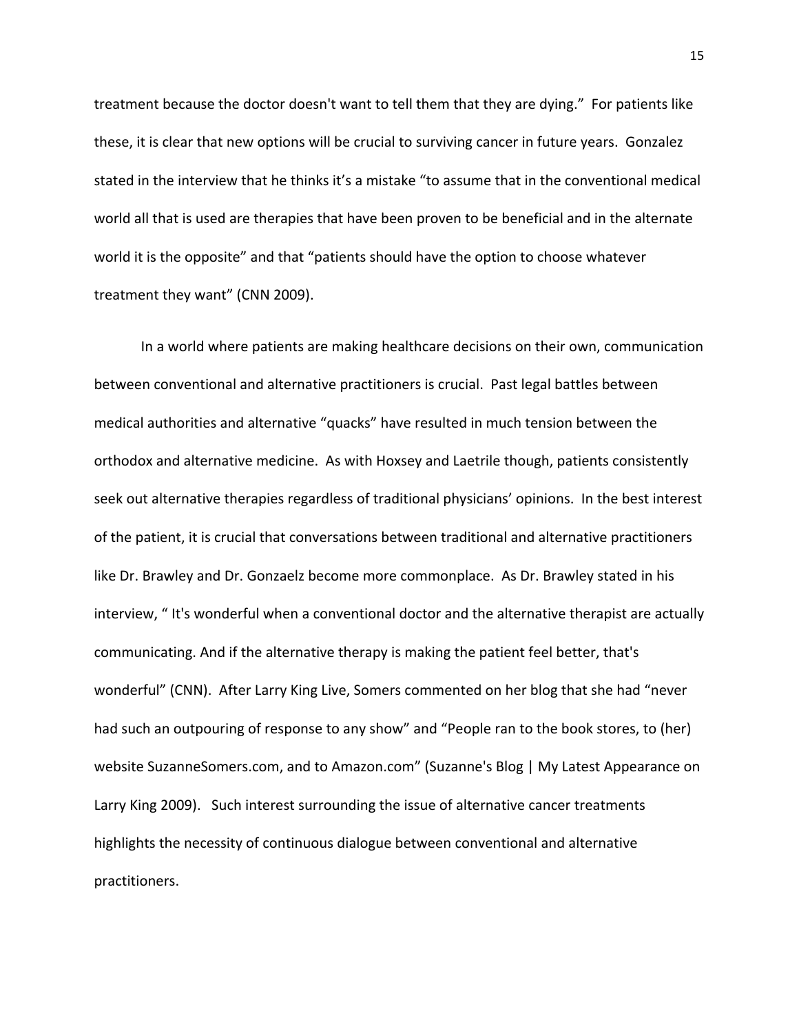treatment because the doctor doesn't want to tell them that they are dying." For patients like these, it is clear that new options will be crucial to surviving cancer in future years. Gonzalez stated in the interview that he thinks it's a mistake "to assume that in the conventional medical world all that is used are therapies that have been proven to be beneficial and in the alternate world it is the opposite" and that "patients should have the option to choose whatever treatment they want" (CNN 2009).

In a world where patients are making healthcare decisions on their own, communication between conventional and alternative practitioners is crucial. Past legal battles between medical authorities and alternative "quacks" have resulted in much tension between the orthodox and alternative medicine. As with Hoxsey and Laetrile though, patients consistently seek out alternative therapies regardless of traditional physicians' opinions. In the best interest of the patient, it is crucial that conversations between traditional and alternative practitioners like Dr. Brawley and Dr. Gonzaelz become more commonplace. As Dr. Brawley stated in his interview, " It's wonderful when a conventional doctor and the alternative therapist are actually communicating. And if the alternative therapy is making the patient feel better, that's wonderful" (CNN). After Larry King Live, Somers commented on her blog that she had "never had such an outpouring of response to any show" and "People ran to the book stores, to (her) website SuzanneSomers.com, and to Amazon.com" (Suzanne's Blog | My Latest Appearance on Larry King 2009). Such interest surrounding the issue of alternative cancer treatments highlights the necessity of continuous dialogue between conventional and alternative practitioners.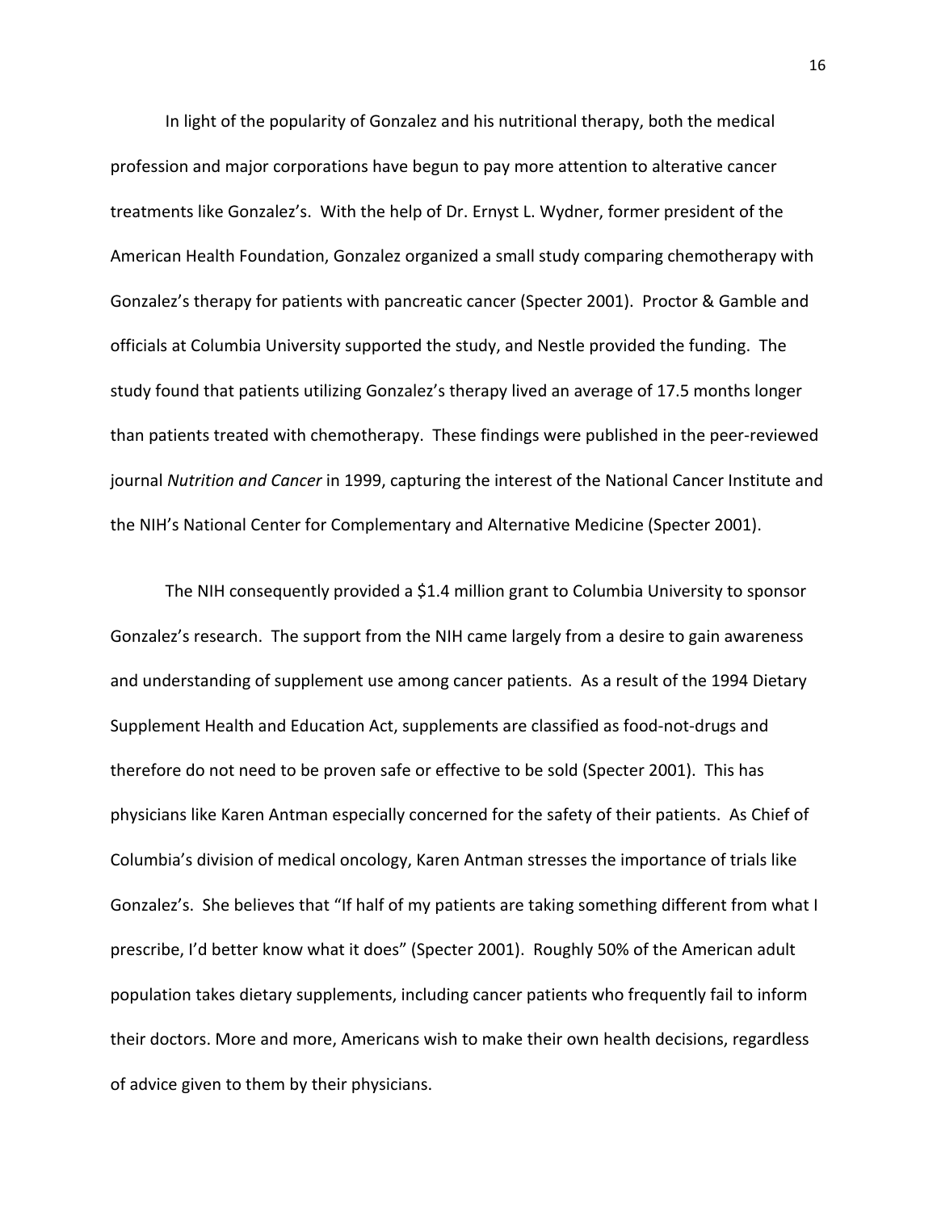In light of the popularity of Gonzalez and his nutritional therapy, both the medical profession and major corporations have begun to pay more attention to alterative cancer treatments like Gonzalez's. With the help of Dr. Ernyst L. Wydner, former president of the American Health Foundation, Gonzalez organized a small study comparing chemotherapy with Gonzalez's therapy for patients with pancreatic cancer (Specter 2001). Proctor & Gamble and officials at Columbia University supported the study, and Nestle provided the funding. The study found that patients utilizing Gonzalez's therapy lived an average of 17.5 months longer than patients treated with chemotherapy. These findings were published in the peer-reviewed journal *Nutrition and Cancer* in 1999, capturing the interest of the National Cancer Institute and the NIH's National Center for Complementary and Alternative Medicine (Specter 2001).

The NIH consequently provided a $1.4 million grant to Columbia University to sponsor Gonzalez's research. The support from the NIH came largely from a desire to gain awareness and understanding of supplement use among cancer patients. As a result of the 1994 Dietary Supplement Health and Education Act, supplements are classified as food-not-drugs and therefore do not need to be proven safe or effective to be sold (Specter 2001). This has physicians like Karen Antman especially concerned for the safety of their patients. As Chief of Columbia's division of medical oncology, Karen Antman stresses the importance of trials like Gonzalez's. She believes that "If half of my patients are taking something different from what I prescribe, I'd better know what it does" (Specter 2001). Roughly 50% of the American adult population takes dietary supplements, including cancer patients who frequently fail to inform their doctors. More and more, Americans wish to make their own health decisions, regardless of advice given to them by their physicians.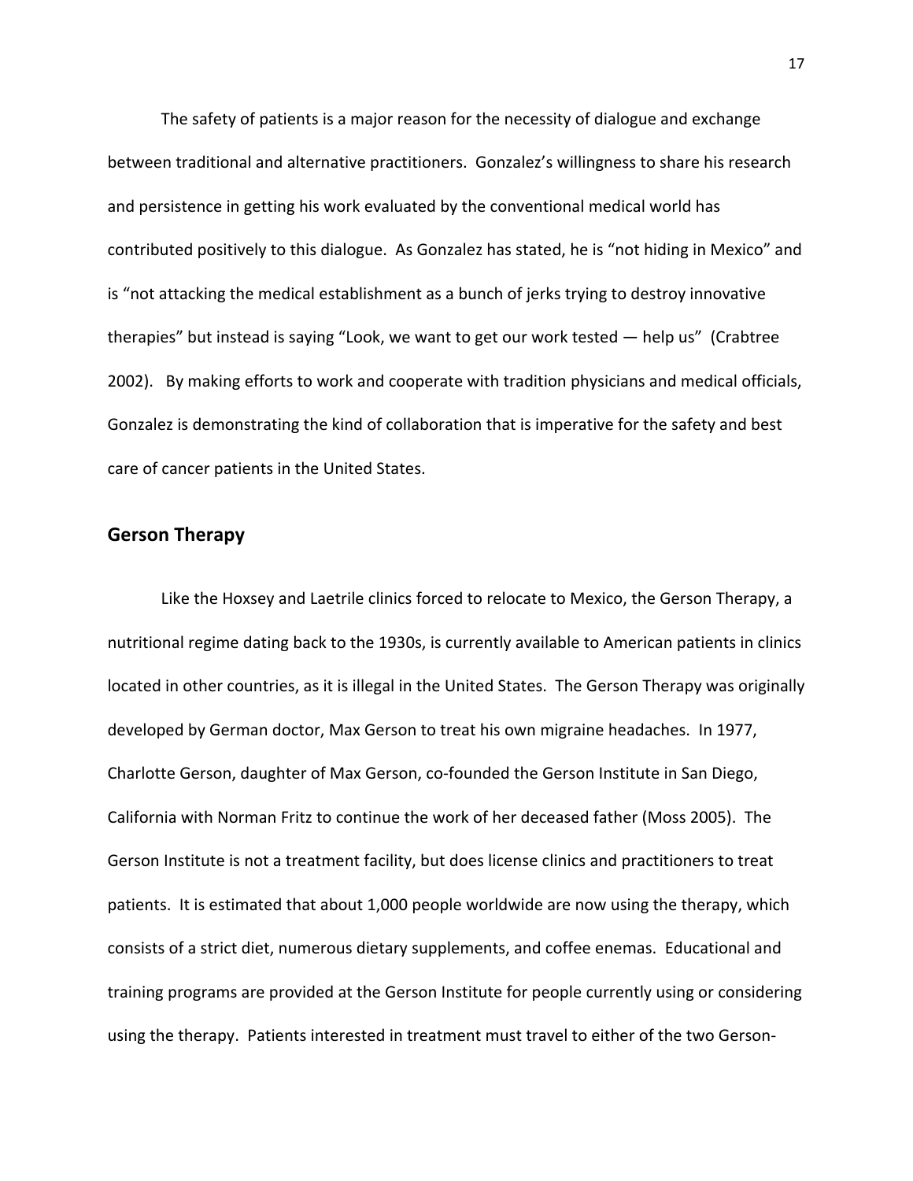The safety of patients is a major reason for the necessity of dialogue and exchange between traditional and alternative practitioners. Gonzalez's willingness to share his research and persistence in getting his work evaluated by the conventional medical world has contributed positively to this dialogue. As Gonzalez has stated, he is "not hiding in Mexico" and is "not attacking the medical establishment as a bunch of jerks trying to destroy innovative therapies" but instead is saying "Look, we want to get our work tested — help us" (Crabtree 2002). By making efforts to work and cooperate with tradition physicians and medical officials, Gonzalez is demonstrating the kind of collaboration that is imperative for the safety and best care of cancer patients in the United States.

## Gerson Therapy

Like the Hoxsey and Laetrile clinics forced to relocate to Mexico, the Gerson Therapy, a nutritional regime dating back to the 1930s, is currently available to American patients in clinics located in other countries, as it is illegal in the United States. The Gerson Therapy was originally developed by German doctor, Max Gerson to treat his own migraine headaches. In 1977, Charlotte Gerson, daughter of Max Gerson, co-founded the Gerson Institute in San Diego, California with Norman Fritz to continue the work of her deceased father (Moss 2005). The Gerson Institute is not a treatment facility, but does license clinics and practitioners to treat patients. It is estimated that about 1,000 people worldwide are now using the therapy, which consists of a strict diet, numerous dietary supplements, and coffee enemas. Educational and training programs are provided at the Gerson Institute for people currently using or considering using the therapy. Patients interested in treatment must travel to either of the two Gerson-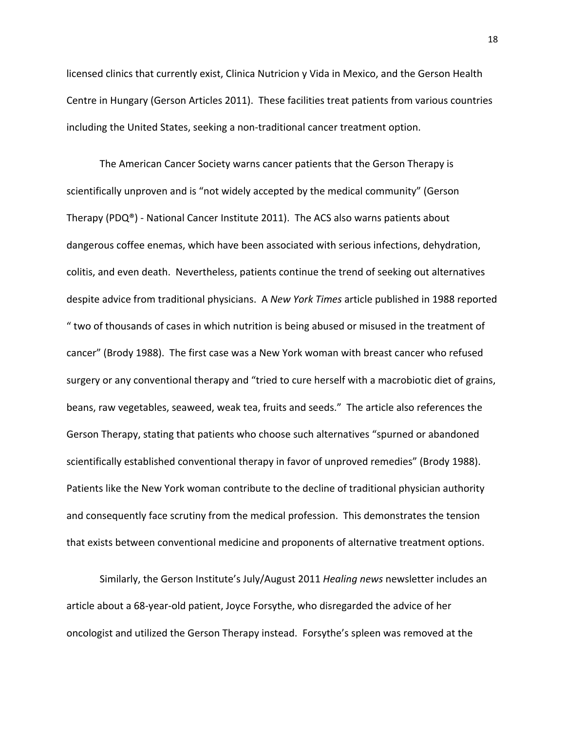licensed clinics that currently exist, Clinica Nutricion y Vida in Mexico, and the Gerson Health Centre in Hungary (Gerson Articles 2011). These facilities treat patients from various countries including the United States, seeking a non-traditional cancer treatment option.

The American Cancer Society warns cancer patients that the Gerson Therapy is scientifically unproven and is "not widely accepted by the medical community" (Gerson Therapy (PDQ®) - National Cancer Institute 2011). The ACS also warns patients about dangerous coffee enemas, which have been associated with serious infections, dehydration, colitis, and even death. Nevertheless, patients continue the trend of seeking out alternatives despite advice from traditional physicians. A *New York Times* article published in 1988 reported " two of thousands of cases in which nutrition is being abused or misused in the treatment of cancer" (Brody 1988). The first case was a New York woman with breast cancer who refused surgery or any conventional therapy and "tried to cure herself with a macrobiotic diet of grains, beans, raw vegetables, seaweed, weak tea, fruits and seeds." The article also references the Gerson Therapy, stating that patients who choose such alternatives "spurned or abandoned scientifically established conventional therapy in favor of unproved remedies" (Brody 1988). Patients like the New York woman contribute to the decline of traditional physician authority and consequently face scrutiny from the medical profession. This demonstrates the tension that exists between conventional medicine and proponents of alternative treatment options.

Similarly, the Gerson Institute's July/August 2011 *Healing news* newsletter includes an article about a 68-year-old patient, Joyce Forsythe, who disregarded the advice of her oncologist and utilized the Gerson Therapy instead. Forsythe's spleen was removed at the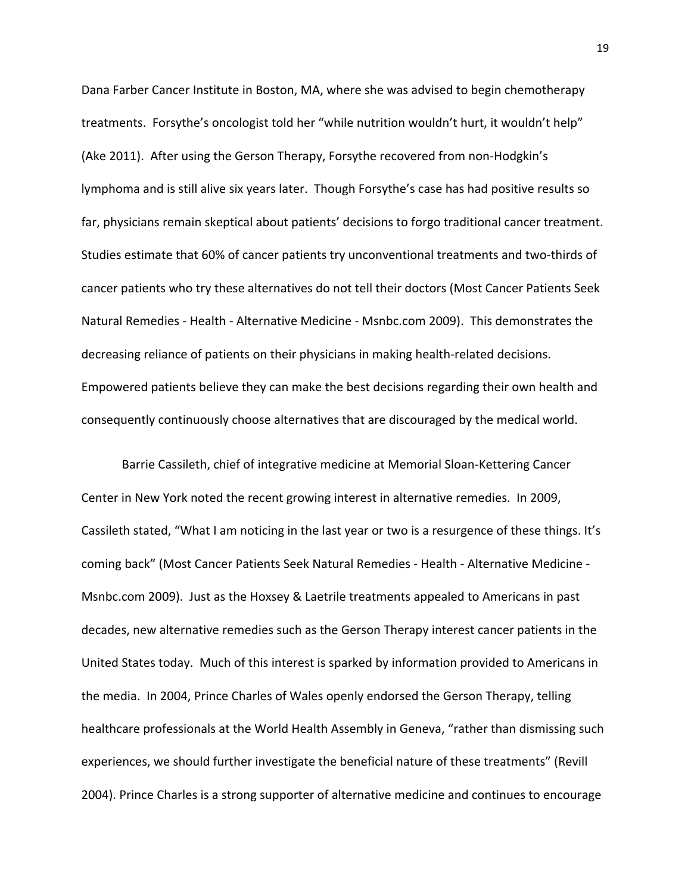Dana Farber Cancer Institute in Boston, MA, where she was advised to begin chemotherapy treatments. Forsythe's oncologist told her "while nutrition wouldn't hurt, it wouldn't help" (Ake 2011). After using the Gerson Therapy, Forsythe recovered from non-Hodgkin's lymphoma and is still alive six years later. Though Forsythe's case has had positive results so far, physicians remain skeptical about patients' decisions to forgo traditional cancer treatment. Studies estimate that 60% of cancer patients try unconventional treatments and two-thirds of cancer patients who try these alternatives do not tell their doctors (Most Cancer Patients Seek Natural Remedies - Health - Alternative Medicine - Msnbc.com 2009). This demonstrates the decreasing reliance of patients on their physicians in making health-related decisions. Empowered patients believe they can make the best decisions regarding their own health and consequently continuously choose alternatives that are discouraged by the medical world.

Barrie Cassileth, chief of integrative medicine at Memorial Sloan-Kettering Cancer Center in New York noted the recent growing interest in alternative remedies. In 2009, Cassileth stated, "What I am noticing in the last year or two is a resurgence of these things. It's coming back" (Most Cancer Patients Seek Natural Remedies - Health - Alternative Medicine - Msnbc.com 2009). Just as the Hoxsey & Laetrile treatments appealed to Americans in past decades, new alternative remedies such as the Gerson Therapy interest cancer patients in the United States today. Much of this interest is sparked by information provided to Americans in the media. In 2004, Prince Charles of Wales openly endorsed the Gerson Therapy, telling healthcare professionals at the World Health Assembly in Geneva, "rather than dismissing such experiences, we should further investigate the beneficial nature of these treatments" (Revill 2004). Prince Charles is a strong supporter of alternative medicine and continues to encourage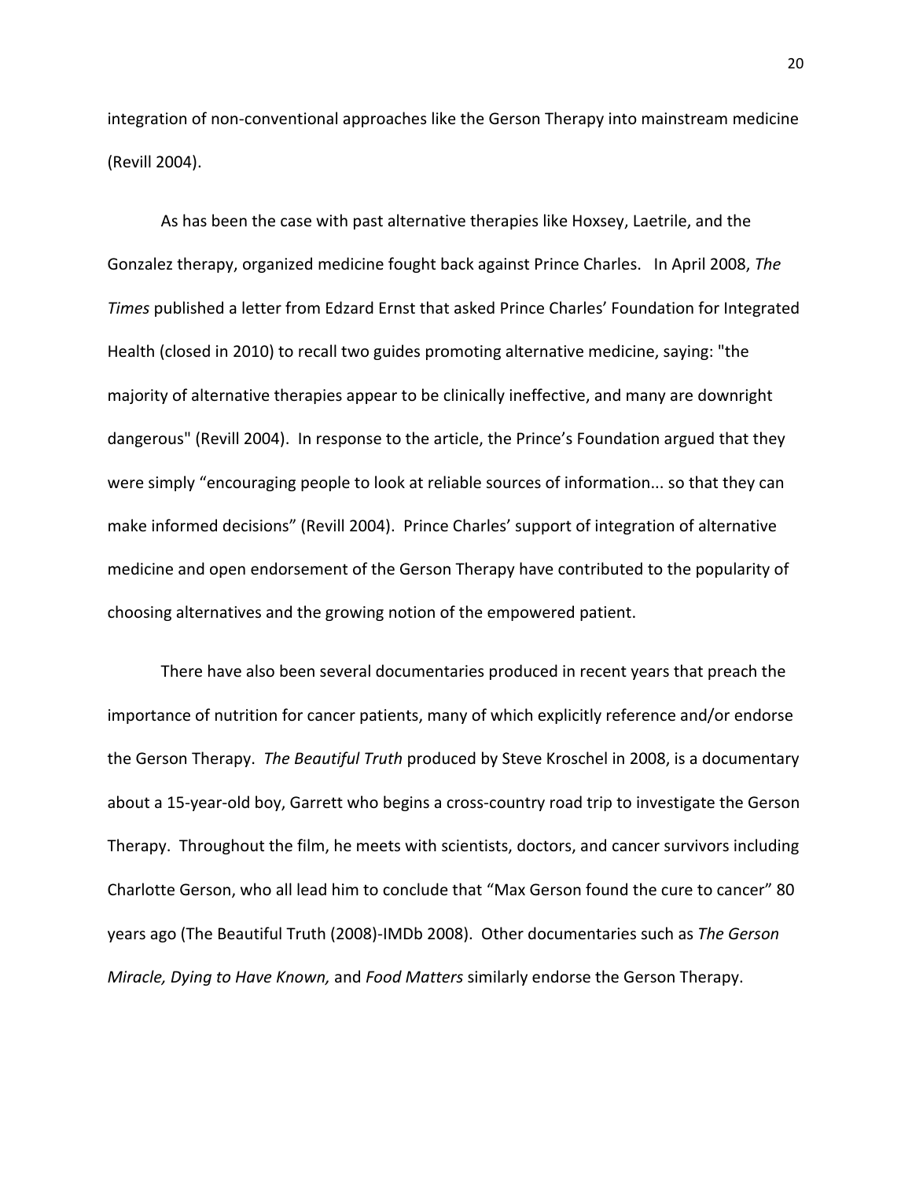integration of non-conventional approaches like the Gerson Therapy into mainstream medicine (Revill 2004).

As has been the case with past alternative therapies like Hoxsey, Laetrile, and the Gonzalez therapy, organized medicine fought back against Prince Charles. In April 2008, *The Times* published a letter from Edzard Ernst that asked Prince Charles' Foundation for Integrated Health (closed in 2010) to recall two guides promoting alternative medicine, saying: "the majority of alternative therapies appear to be clinically ineffective, and many are downright dangerous" (Revill 2004). In response to the article, the Prince's Foundation argued that they were simply "encouraging people to look at reliable sources of information... so that they can make informed decisions" (Revill 2004). Prince Charles' support of integration of alternative medicine and open endorsement of the Gerson Therapy have contributed to the popularity of choosing alternatives and the growing notion of the empowered patient.

There have also been several documentaries produced in recent years that preach the importance of nutrition for cancer patients, many of which explicitly reference and/or endorse the Gerson Therapy. *The Beautiful Truth* produced by Steve Kroschel in 2008, is a documentary about a 15-year-old boy, Garrett who begins a cross-country road trip to investigate the Gerson Therapy. Throughout the film, he meets with scientists, doctors, and cancer survivors including Charlotte Gerson, who all lead him to conclude that "Max Gerson found the cure to cancer" 80 years ago (The Beautiful Truth (2008)-IMDb 2008). Other documentaries such as *The Gerson Miracle, Dying to Have Known,* and *Food Matters* similarly endorse the Gerson Therapy.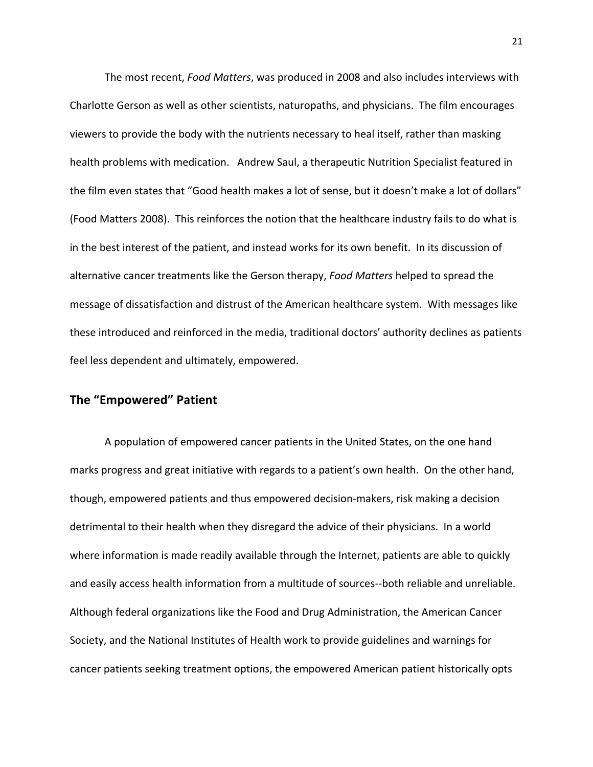The most recent, *Food Matters*, was produced in 2008 and also includes interviews with Charlotte Gerson as well as other scientists, naturopaths, and physicians. The film encourages viewers to provide the body with the nutrients necessary to heal itself, rather than masking health problems with medication. Andrew Saul, a therapeutic Nutrition Specialist featured in the film even states that "Good health makes a lot of sense, but it doesn't make a lot of dollars" (Food Matters 2008). This reinforces the notion that the healthcare industry fails to do what is in the best interest of the patient, and instead works for its own benefit. In its discussion of alternative cancer treatments like the Gerson therapy, *Food Matters* helped to spread the message of dissatisfaction and distrust of the American healthcare system. With messages like these introduced and reinforced in the media, traditional doctors' authority declines as patients feel less dependent and ultimately, empowered.

## The "Empowered" Patient

A population of empowered cancer patients in the United States, on the one hand marks progress and great initiative with regards to a patient's own health. On the other hand, though, empowered patients and thus empowered decision-makers, risk making a decision detrimental to their health when they disregard the advice of their physicians. In a world where information is made readily available through the Internet, patients are able to quickly and easily access health information from a multitude of sources--both reliable and unreliable. Although federal organizations like the Food and Drug Administration, the American Cancer Society, and the National Institutes of Health work to provide guidelines and warnings for cancer patients seeking treatment options, the empowered American patient historically opts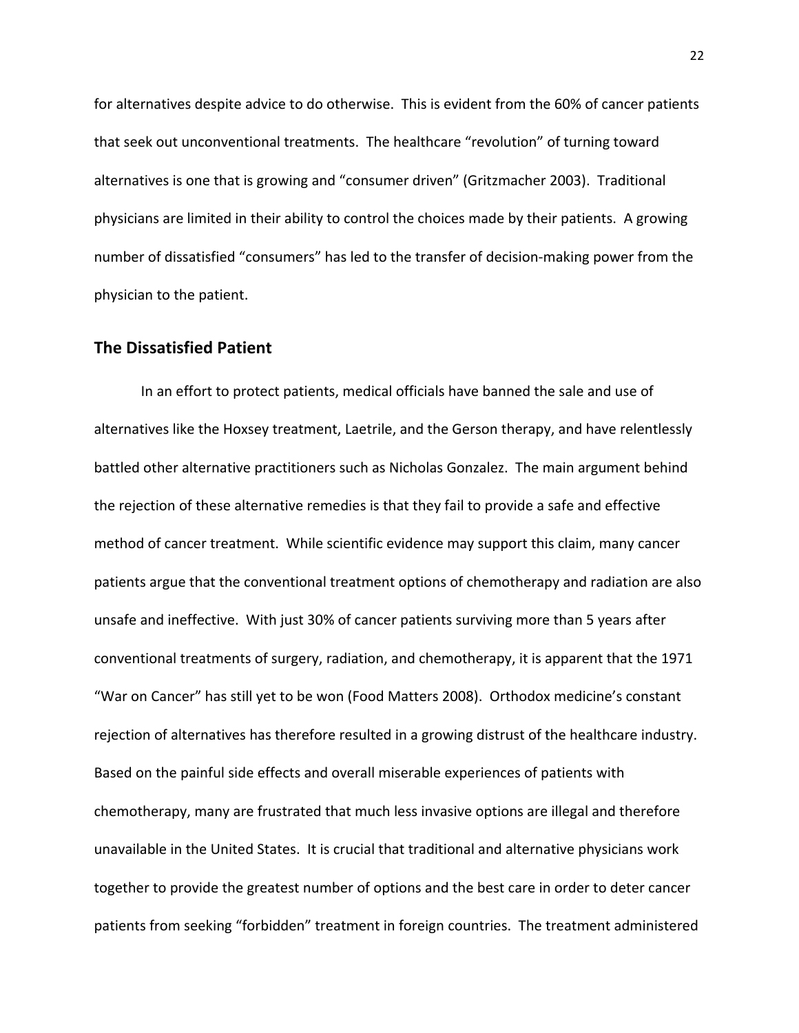for alternatives despite advice to do otherwise. This is evident from the 60% of cancer patients that seek out unconventional treatments. The healthcare "revolution" of turning toward alternatives is one that is growing and "consumer driven" (Gritzmacher 2003). Traditional physicians are limited in their ability to control the choices made by their patients. A growing number of dissatisfied "consumers" has led to the transfer of decision-making power from the physician to the patient.

## The Dissatisfied Patient

In an effort to protect patients, medical officials have banned the sale and use of alternatives like the Hoxsey treatment, Laetrile, and the Gerson therapy, and have relentlessly battled other alternative practitioners such as Nicholas Gonzalez. The main argument behind the rejection of these alternative remedies is that they fail to provide a safe and effective method of cancer treatment. While scientific evidence may support this claim, many cancer patients argue that the conventional treatment options of chemotherapy and radiation are also unsafe and ineffective. With just 30% of cancer patients surviving more than 5 years after conventional treatments of surgery, radiation, and chemotherapy, it is apparent that the 1971 "War on Cancer" has still yet to be won (Food Matters 2008). Orthodox medicine's constant rejection of alternatives has therefore resulted in a growing distrust of the healthcare industry. Based on the painful side effects and overall miserable experiences of patients with chemotherapy, many are frustrated that much less invasive options are illegal and therefore unavailable in the United States. It is crucial that traditional and alternative physicians work together to provide the greatest number of options and the best care in order to deter cancer patients from seeking "forbidden" treatment in foreign countries. The treatment administered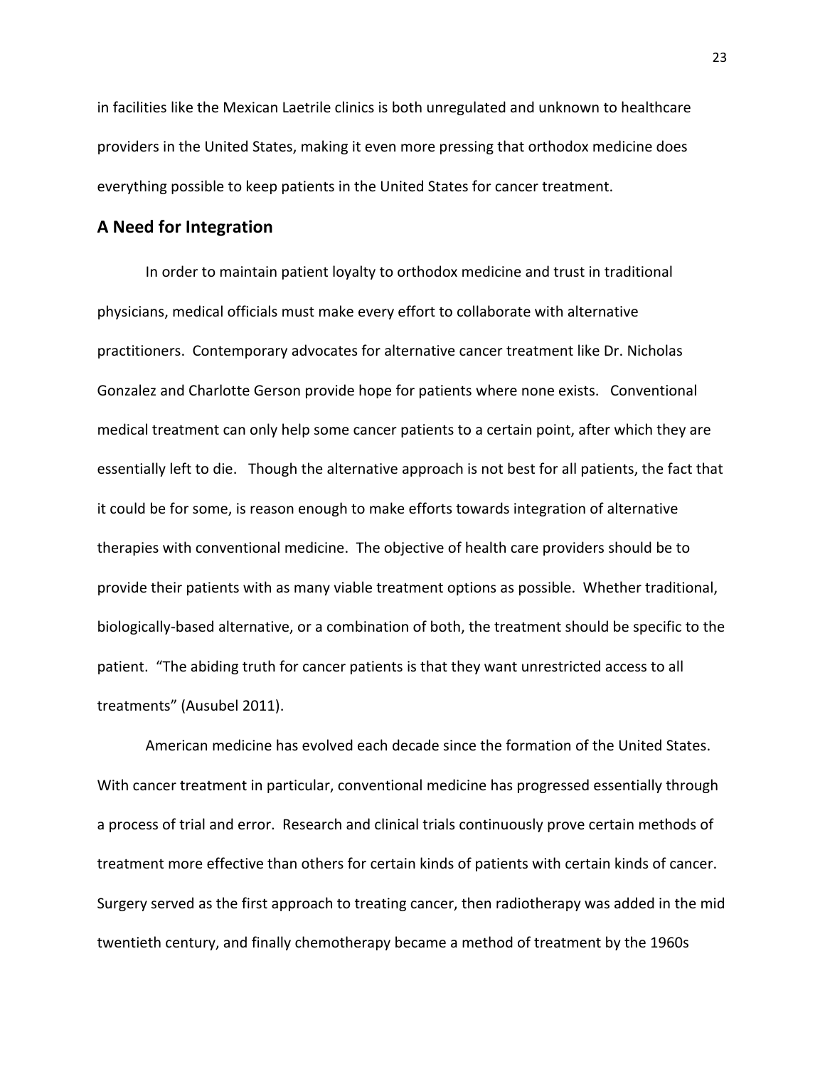in facilities like the Mexican Laetrile clinics is both unregulated and unknown to healthcare providers in the United States, making it even more pressing that orthodox medicine does everything possible to keep patients in the United States for cancer treatment.

## A Need for Integration

In order to maintain patient loyalty to orthodox medicine and trust in traditional physicians, medical officials must make every effort to collaborate with alternative practitioners. Contemporary advocates for alternative cancer treatment like Dr. Nicholas Gonzalez and Charlotte Gerson provide hope for patients where none exists. Conventional medical treatment can only help some cancer patients to a certain point, after which they are essentially left to die. Though the alternative approach is not best for all patients, the fact that it could be for some, is reason enough to make efforts towards integration of alternative therapies with conventional medicine. The objective of health care providers should be to provide their patients with as many viable treatment options as possible. Whether traditional, biologically-based alternative, or a combination of both, the treatment should be specific to the patient. "The abiding truth for cancer patients is that they want unrestricted access to all treatments" (Ausubel 2011).

American medicine has evolved each decade since the formation of the United States. With cancer treatment in particular, conventional medicine has progressed essentially through a process of trial and error. Research and clinical trials continuously prove certain methods of treatment more effective than others for certain kinds of patients with certain kinds of cancer. Surgery served as the first approach to treating cancer, then radiotherapy was added in the mid twentieth century, and finally chemotherapy became a method of treatment by the 1960s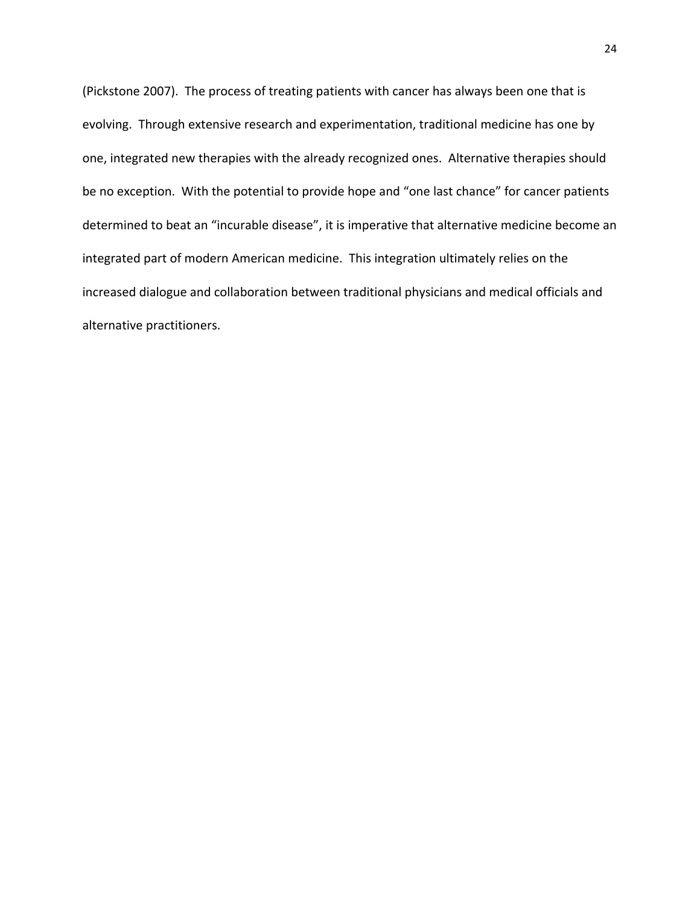(Pickstone 2007). The process of treating patients with cancer has always been one that is evolving. Through extensive research and experimentation, traditional medicine has one by one, integrated new therapies with the already recognized ones. Alternative therapies should be no exception. With the potential to provide hope and "one last chance" for cancer patients determined to beat an "incurable disease", it is imperative that alternative medicine become an integrated part of modern American medicine. This integration ultimately relies on the increased dialogue and collaboration between traditional physicians and medical officials and alternative practitioners.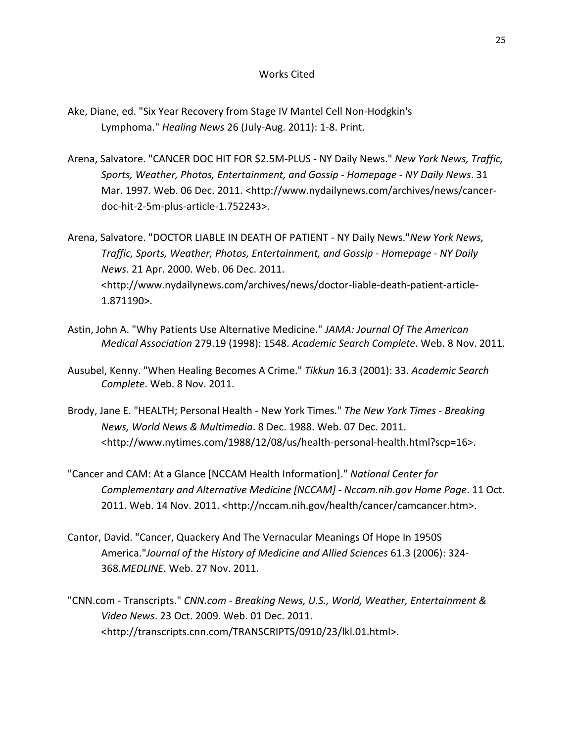# Works Cited

Ake, Diane, ed. "Six Year Recovery from Stage IV Mantel Cell Non-Hodgkin's Lymphoma." *Healing News* 26 (July-Aug. 2011): 1-8. Print.

Arena, Salvatore. "CANCER DOC HIT FOR $2.5M-PLUS - NY Daily News." *New York News, Traffic, Sports, Weather, Photos, Entertainment, and Gossip - Homepage - NY Daily News*. 31 Mar. 1997. Web. 06 Dec. 2011. <http://www.nydailynews.com/archives/news/cancer-doc-hit-2-5m-plus-article-1.752243>.

Arena, Salvatore. "DOCTOR LIABLE IN DEATH OF PATIENT - NY Daily News."*New York News, Traffic, Sports, Weather, Photos, Entertainment, and Gossip - Homepage - NY Daily News*. 21 Apr. 2000. Web. 06 Dec. 2011. <http://www.nydailynews.com/archives/news/doctor-liable-death-patient-article-1.871190>.

Astin, John A. "Why Patients Use Alternative Medicine." *JAMA: Journal Of The American Medical Association* 279.19 (1998): 1548. *Academic Search Complete*. Web. 8 Nov. 2011.

Ausubel, Kenny. "When Healing Becomes A Crime." *Tikkun* 16.3 (2001): 33. *Academic Search Complete*. Web. 8 Nov. 2011.

Brody, Jane E. "HEALTH; Personal Health - New York Times." *The New York Times - Breaking News, World News & Multimedia*. 8 Dec. 1988. Web. 07 Dec. 2011. <http://www.nytimes.com/1988/12/08/us/health-personal-health.html?scp=16>.

"Cancer and CAM: At a Glance [NCCAM Health Information]." *National Center for Complementary and Alternative Medicine [NCCAM] - Nccam.nih.gov Home Page*. 11 Oct. 2011. Web. 14 Nov. 2011. <http://nccam.nih.gov/health/cancer/camcancer.htm>.

Cantor, David. "Cancer, Quackery And The Vernacular Meanings Of Hope In 1950S America."*Journal of the History of Medicine and Allied Sciences* 61.3 (2006): 324-368.*MEDLINE.* Web. 27 Nov. 2011.

"CNN.com - Transcripts." *CNN.com - Breaking News, U.S., World, Weather, Entertainment & Video News*. 23 Oct. 2009. Web. 01 Dec. 2011. <http://transcripts.cnn.com/TRANSCRIPTS/0910/23/lkl.01.html>.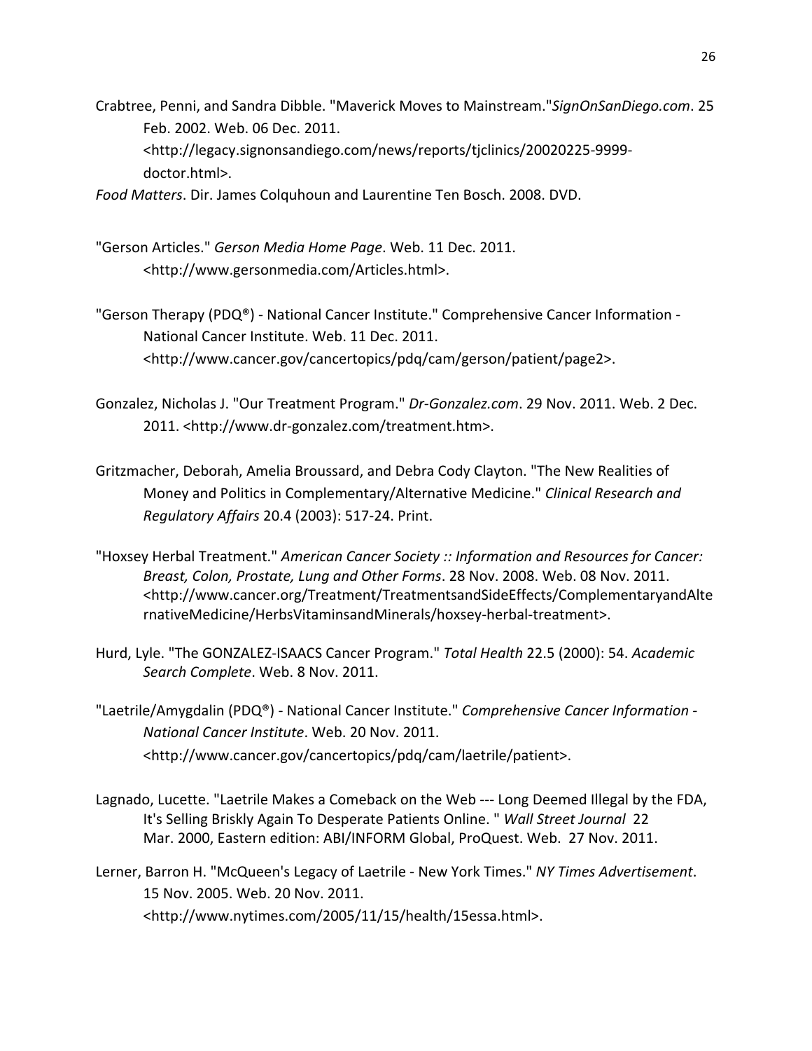Crabtree, Penni, and Sandra Dibble. "Maverick Moves to Mainstream."*SignOnSanDiego.com*. 25 Feb. 2002. Web. 06 Dec. 2011. <http://legacy.signonsandiego.com/news/reports/tjclinics/20020225-9999-doctor.html>.

*Food Matters*. Dir. James Colquhoun and Laurentine Ten Bosch. 2008. DVD.

"Gerson Articles." *Gerson Media Home Page*. Web. 11 Dec. 2011. <http://www.gersonmedia.com/Articles.html>.

"Gerson Therapy (PDQ®) - National Cancer Institute." Comprehensive Cancer Information - National Cancer Institute. Web. 11 Dec. 2011. <http://www.cancer.gov/cancertopics/pdq/cam/gerson/patient/page2>.

Gonzalez, Nicholas J. "Our Treatment Program." *Dr-Gonzalez.com*. 29 Nov. 2011. Web. 2 Dec. 2011. <http://www.dr-gonzalez.com/treatment.htm>.

Gritzmacher, Deborah, Amelia Broussard, and Debra Cody Clayton. "The New Realities of Money and Politics in Complementary/Alternative Medicine." *Clinical Research and Regulatory Affairs* 20.4 (2003): 517-24. Print.

"Hoxsey Herbal Treatment." *American Cancer Society :: Information and Resources for Cancer: Breast, Colon, Prostate, Lung and Other Forms*. 28 Nov. 2008. Web. 08 Nov. 2011. <http://www.cancer.org/Treatment/TreatmentsandSideEffects/ComplementaryandAlternativeMedicine/HerbsVitaminsandMinerals/hoxsey-herbal-treatment>.

Hurd, Lyle. "The GONZALEZ-ISAACS Cancer Program." *Total Health* 22.5 (2000): 54. *Academic Search Complete*. Web. 8 Nov. 2011.

"Laetrile/Amygdalin (PDQ®) - National Cancer Institute." *Comprehensive Cancer Information - National Cancer Institute*. Web. 20 Nov. 2011. <http://www.cancer.gov/cancertopics/pdq/cam/laetrile/patient>.

Lagnado, Lucette. "Laetrile Makes a Comeback on the Web --- Long Deemed Illegal by the FDA, It's Selling Briskly Again To Desperate Patients Online. " *Wall Street Journal* 22 Mar. 2000, Eastern edition: ABI/INFORM Global, ProQuest. Web. 27 Nov. 2011.

Lerner, Barron H. "McQueen's Legacy of Laetrile - New York Times." *NY Times Advertisement*. 15 Nov. 2005. Web. 20 Nov. 2011. <http://www.nytimes.com/2005/11/15/health/15essa.html>.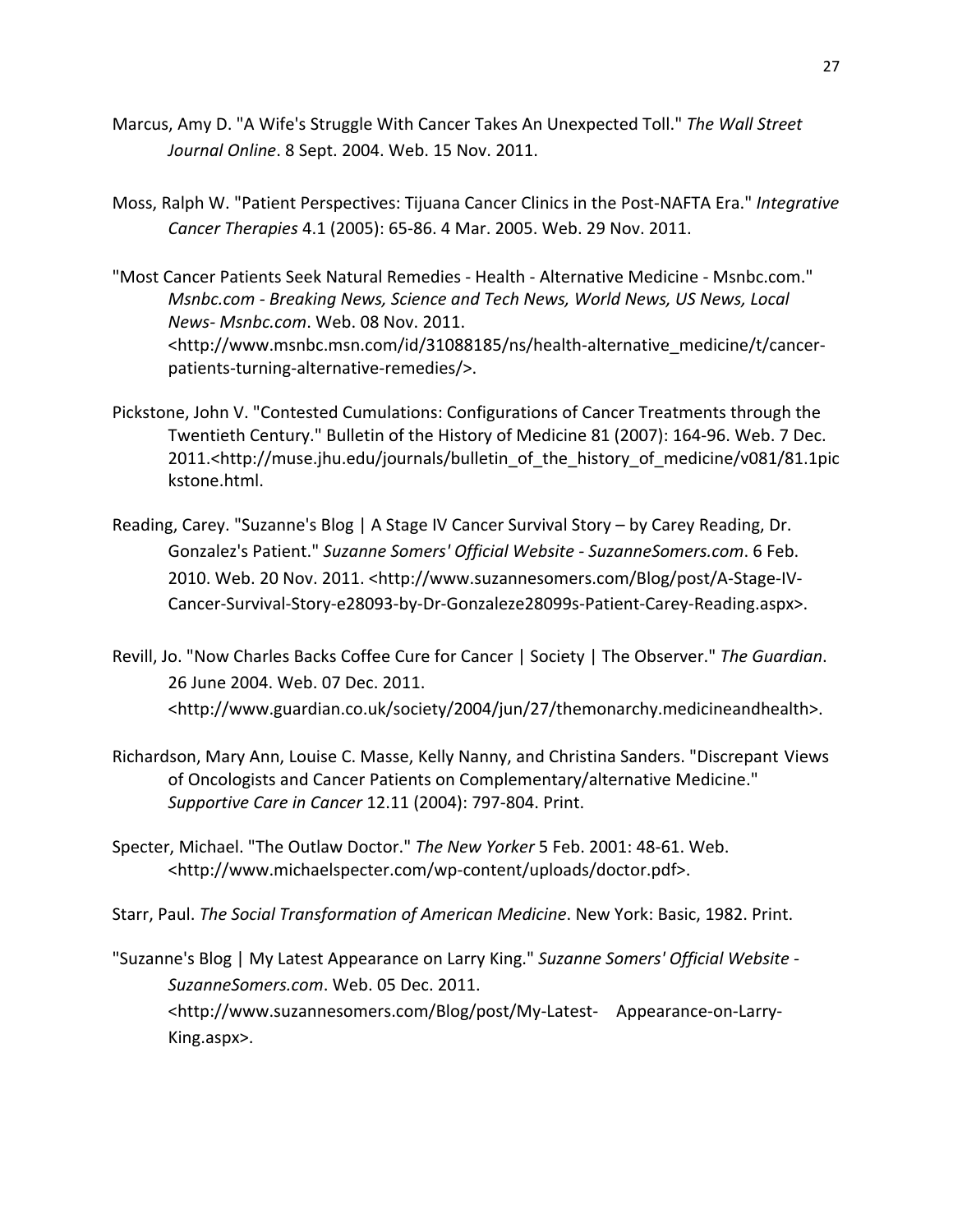Marcus, Amy D. "A Wife's Struggle With Cancer Takes An Unexpected Toll." *The Wall Street Journal Online*. 8 Sept. 2004. Web. 15 Nov. 2011.

Moss, Ralph W. "Patient Perspectives: Tijuana Cancer Clinics in the Post-NAFTA Era." *Integrative Cancer Therapies* 4.1 (2005): 65-86. 4 Mar. 2005. Web. 29 Nov. 2011.

"Most Cancer Patients Seek Natural Remedies - Health - Alternative Medicine - Msnbc.com." *Msnbc.com - Breaking News, Science and Tech News, World News, US News, Local News- Msnbc.com*. Web. 08 Nov. 2011. <http://www.msnbc.msn.com/id/31088185/ns/health-alternative_medicine/t/cancer-patients-turning-alternative-remedies/>.

Pickstone, John V. "Contested Cumulations: Configurations of Cancer Treatments through the Twentieth Century." Bulletin of the History of Medicine 81 (2007): 164-96. Web. 7 Dec. 2011.<http://muse.jhu.edu/journals/bulletin_of_the_history_of_medicine/v081/81.1pickstone.html.

Reading, Carey. "Suzanne's Blog | A Stage IV Cancer Survival Story – by Carey Reading, Dr. Gonzalez's Patient." *Suzanne Somers' Official Website - SuzanneSomers.com*. 6 Feb. 2010. Web. 20 Nov. 2011. <http://www.suzannesomers.com/Blog/post/A-Stage-IV-Cancer-Survival-Story-e28093-by-Dr-Gonzaleze28099s-Patient-Carey-Reading.aspx>.

Revill, Jo. "Now Charles Backs Coffee Cure for Cancer | Society | The Observer." *The Guardian*. 26 June 2004. Web. 07 Dec. 2011. <http://www.guardian.co.uk/society/2004/jun/27/themonarchy.medicineandhealth>.

Richardson, Mary Ann, Louise C. Masse, Kelly Nanny, and Christina Sanders. "Discrepant Views of Oncologists and Cancer Patients on Complementary/alternative Medicine." *Supportive Care in Cancer* 12.11 (2004): 797-804. Print.

Specter, Michael. "The Outlaw Doctor." *The New Yorker* 5 Feb. 2001: 48-61. Web. <http://www.michaelspecter.com/wp-content/uploads/doctor.pdf>.

Starr, Paul. *The Social Transformation of American Medicine*. New York: Basic, 1982. Print.

"Suzanne's Blog | My Latest Appearance on Larry King." *Suzanne Somers' Official Website - SuzanneSomers.com*. Web. 05 Dec. 2011. <http://www.suzannesomers.com/Blog/post/My-Latest- Appearance-on-Larry-King.aspx>.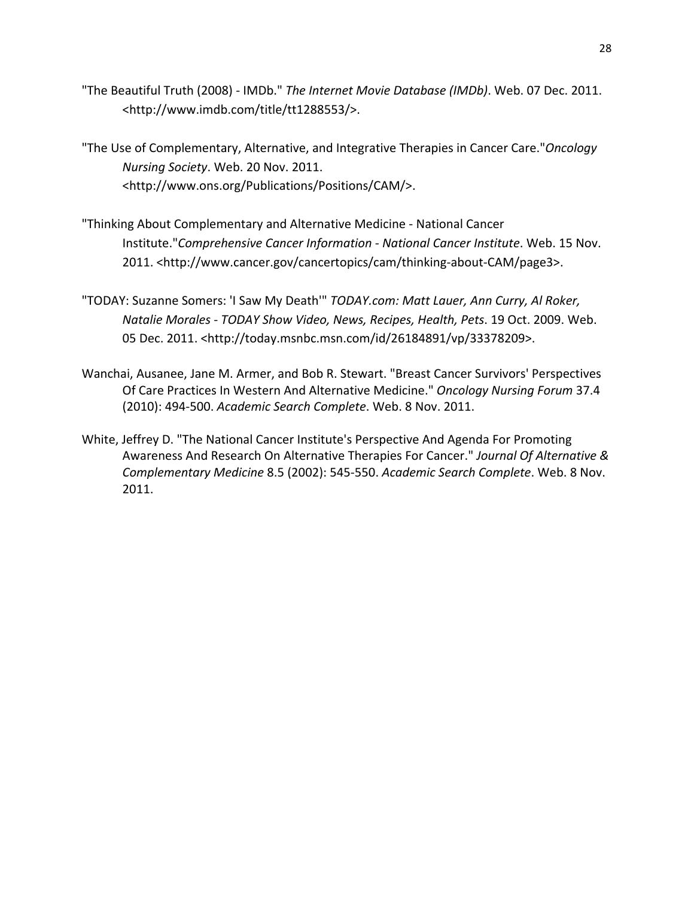"The Beautiful Truth (2008) - IMDb." *The Internet Movie Database (IMDb)*. Web. 07 Dec. 2011. <http://www.imdb.com/title/tt1288553/>.

"The Use of Complementary, Alternative, and Integrative Therapies in Cancer Care."*Oncology Nursing Society*. Web. 20 Nov. 2011. <http://www.ons.org/Publications/Positions/CAM/>.

"Thinking About Complementary and Alternative Medicine - National Cancer Institute."*Comprehensive Cancer Information - National Cancer Institute*. Web. 15 Nov. 2011. <http://www.cancer.gov/cancertopics/cam/thinking-about-CAM/page3>.

"TODAY: Suzanne Somers: 'I Saw My Death'" *TODAY.com: Matt Lauer, Ann Curry, Al Roker, Natalie Morales - TODAY Show Video, News, Recipes, Health, Pets*. 19 Oct. 2009. Web. 05 Dec. 2011. <http://today.msnbc.msn.com/id/26184891/vp/33378209>.

Wanchai, Ausanee, Jane M. Armer, and Bob R. Stewart. "Breast Cancer Survivors' Perspectives Of Care Practices In Western And Alternative Medicine." *Oncology Nursing Forum* 37.4 (2010): 494-500. *Academic Search Complete*. Web. 8 Nov. 2011.

White, Jeffrey D. "The National Cancer Institute's Perspective And Agenda For Promoting Awareness And Research On Alternative Therapies For Cancer." *Journal Of Alternative & Complementary Medicine* 8.5 (2002): 545-550. *Academic Search Complete*. Web. 8 Nov. 2011.